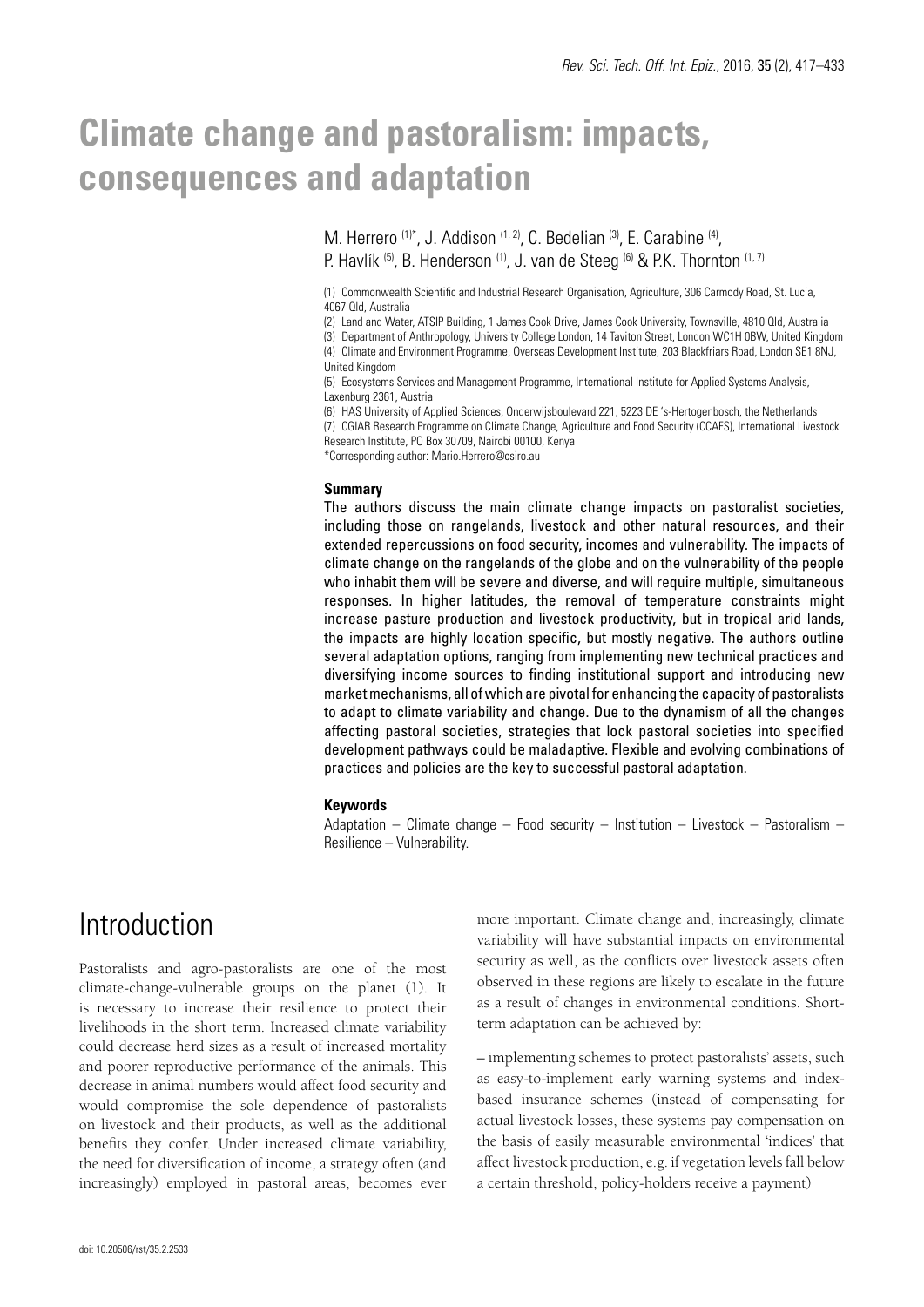# Climate change and pastoralism: impacts, consequences and adaptation

M. Herrero [(1)*], J. Addison [(1, 2)], C. Bedelian [(3)], E. Carabine [(4)], P. Havlík [(5)], B. Henderson [(1)], J. van de Steeg [(6)] & P.K. Thornton [(1, 7)]

(1) Commonwealth Scientific and Industrial Research Organisation, Agriculture, 306 Carmody Road, St. Lucia, 4067 Qld, Australia

(2) Land and Water, ATSIP Building, 1 James Cook Drive, James Cook University, Townsville, 4810 Qld, Australia

(3) Department of Anthropology, University College London, 14 Taviton Street, London WC1H 0BW, United Kingdom

(4) Climate and Environment Programme, Overseas Development Institute, 203 Blackfriars Road, London SE1 8NJ, United Kingdom

(5) Ecosystems Services and Management Programme, International Institute for Applied Systems Analysis, Laxenburg 2361, Austria

(6) HAS University of Applied Sciences, Onderwijsboulevard 221, 5223 DE 's-Hertogenbosch, the Netherlands

(7) CGIAR Research Programme on Climate Change, Agriculture and Food Security (CCAFS), International Livestock Research Institute, PO Box 30709, Nairobi 00100, Kenya

*Corresponding author: Mario.Herrero@csiro.au

### Summary

The authors discuss the main climate change impacts on pastoralist societies, including those on rangelands, livestock and other natural resources, and their extended repercussions on food security, incomes and vulnerability. The impacts of climate change on the rangelands of the globe and on the vulnerability of the people who inhabit them will be severe and diverse, and will require multiple, simultaneous responses. In higher latitudes, the removal of temperature constraints might increase pasture production and livestock productivity, but in tropical arid lands, the impacts are highly location specific, but mostly negative. The authors outline several adaptation options, ranging from implementing new technical practices and diversifying income sources to finding institutional support and introducing new market mechanisms, all of which are pivotal for enhancing the capacity of pastoralists to adapt to climate variability and change. Due to the dynamism of all the changes affecting pastoral societies, strategies that lock pastoral societies into specified development pathways could be maladaptive. Flexible and evolving combinations of practices and policies are the key to successful pastoral adaptation.

### Keywords

Adaptation – Climate change – Food security – Institution – Livestock – Pastoralism – Resilience – Vulnerability.

## Introduction

Pastoralists and agro-pastoralists are one of the most climate-change-vulnerable groups on the planet (1). It is necessary to increase their resilience to protect their livelihoods in the short term. Increased climate variability could decrease herd sizes as a result of increased mortality and poorer reproductive performance of the animals. This decrease in animal numbers would affect food security and would compromise the sole dependence of pastoralists on livestock and their products, as well as the additional benefits they confer. Under increased climate variability, the need for diversification of income, a strategy often (and increasingly) employed in pastoral areas, becomes ever more important. Climate change and, increasingly, climate variability will have substantial impacts on environmental security as well, as the conflicts over livestock assets often observed in these regions are likely to escalate in the future as a result of changes in environmental conditions. Short-term adaptation can be achieved by:

– implementing schemes to protect pastoralists' assets, such as easy-to-implement early warning systems and index-based insurance schemes (instead of compensating for actual livestock losses, these systems pay compensation on the basis of easily measurable environmental 'indices' that affect livestock production, e.g. if vegetation levels fall below a certain threshold, policy-holders receive a payment)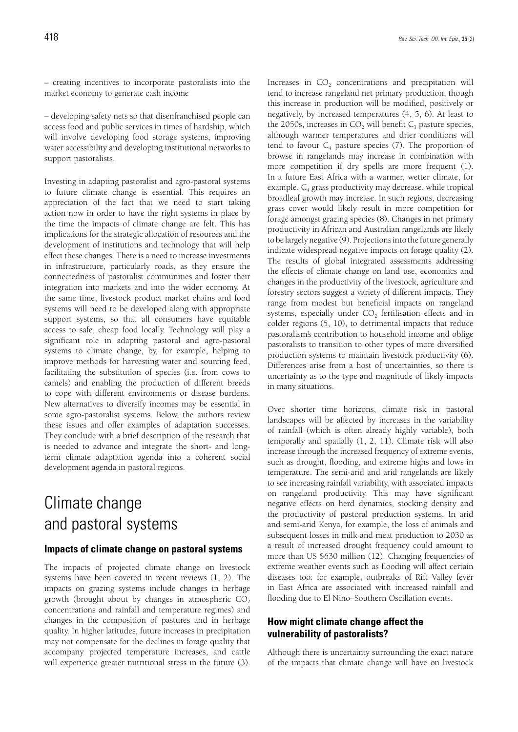– creating incentives to incorporate pastoralists into the market economy to generate cash income

– developing safety nets so that disenfranchised people can access food and public services in times of hardship, which will involve developing food storage systems, improving water accessibility and developing institutional networks to support pastoralists.

Investing in adapting pastoralist and agro-pastoral systems to future climate change is essential. This requires an appreciation of the fact that we need to start taking action now in order to have the right systems in place by the time the impacts of climate change are felt. This has implications for the strategic allocation of resources and the development of institutions and technology that will help effect these changes. There is a need to increase investments in infrastructure, particularly roads, as they ensure the connectedness of pastoralist communities and foster their integration into markets and into the wider economy. At the same time, livestock product market chains and food systems will need to be developed along with appropriate support systems, so that all consumers have equitable access to safe, cheap food locally. Technology will play a significant role in adapting pastoral and agro-pastoral systems to climate change, by, for example, helping to improve methods for harvesting water and sourcing feed, facilitating the substitution of species (i.e. from cows to camels) and enabling the production of different breeds to cope with different environments or disease burdens. New alternatives to diversify incomes may be essential in some agro-pastoralist systems. Below, the authors review these issues and offer examples of adaptation successes. They conclude with a brief description of the research that is needed to advance and integrate the short- and long-term climate adaptation agenda into a coherent social development agenda in pastoral regions.

# Climate change and pastoral systems

## Impacts of climate change on pastoral systems

The impacts of projected climate change on livestock systems have been covered in recent reviews (1, 2). The impacts on grazing systems include changes in herbage growth (brought about by changes in atmospheric $CO_2$ concentrations and rainfall and temperature regimes) and changes in the composition of pastures and in herbage quality. In higher latitudes, future increases in precipitation may not compensate for the declines in forage quality that accompany projected temperature increases, and cattle will experience greater nutritional stress in the future (3).

Increases in $CO_2$ concentrations and precipitation will tend to increase rangeland net primary production, though this increase in production will be modified, positively or negatively, by increased temperatures (4, 5, 6). At least to the 2050s, increases in $CO_2$ will benefit $C_3$ pasture species, although warmer temperatures and drier conditions will tend to favour $C_4$ pasture species (7). The proportion of browse in rangelands may increase in combination with more competition if dry spells are more frequent (1). In a future East Africa with a warmer, wetter climate, for example, $C_4$ grass productivity may decrease, while tropical broadleaf growth may increase. In such regions, decreasing grass cover would likely result in more competition for forage amongst grazing species (8). Changes in net primary productivity in African and Australian rangelands are likely to be largely negative (9). Projections into the future generally indicate widespread negative impacts on forage quality (2). The results of global integrated assessments addressing the effects of climate change on land use, economics and changes in the productivity of the livestock, agriculture and forestry sectors suggest a variety of different impacts. They range from modest but beneficial impacts on rangeland systems, especially under $CO_2$ fertilisation effects and in colder regions (5, 10), to detrimental impacts that reduce pastoralism's contribution to household income and oblige pastoralists to transition to other types of more diversified production systems to maintain livestock productivity (6). Differences arise from a host of uncertainties, so there is uncertainty as to the type and magnitude of likely impacts in many situations.

Over shorter time horizons, climate risk in pastoral landscapes will be affected by increases in the variability of rainfall (which is often already highly variable), both temporally and spatially (1, 2, 11). Climate risk will also increase through the increased frequency of extreme events, such as drought, flooding, and extreme highs and lows in temperature. The semi-arid and arid rangelands are likely to see increasing rainfall variability, with associated impacts on rangeland productivity. This may have significant negative effects on herd dynamics, stocking density and the productivity of pastoral production systems. In arid and semi-arid Kenya, for example, the loss of animals and subsequent losses in milk and meat production to 2030 as a result of increased drought frequency could amount to more than US $630 million (12). Changing frequencies of extreme weather events such as flooding will affect certain diseases too: for example, outbreaks of Rift Valley fever in East Africa are associated with increased rainfall and flooding due to El Niño–Southern Oscillation events.

## How might climate change affect the vulnerability of pastoralists?

Although there is uncertainty surrounding the exact nature of the impacts that climate change will have on livestock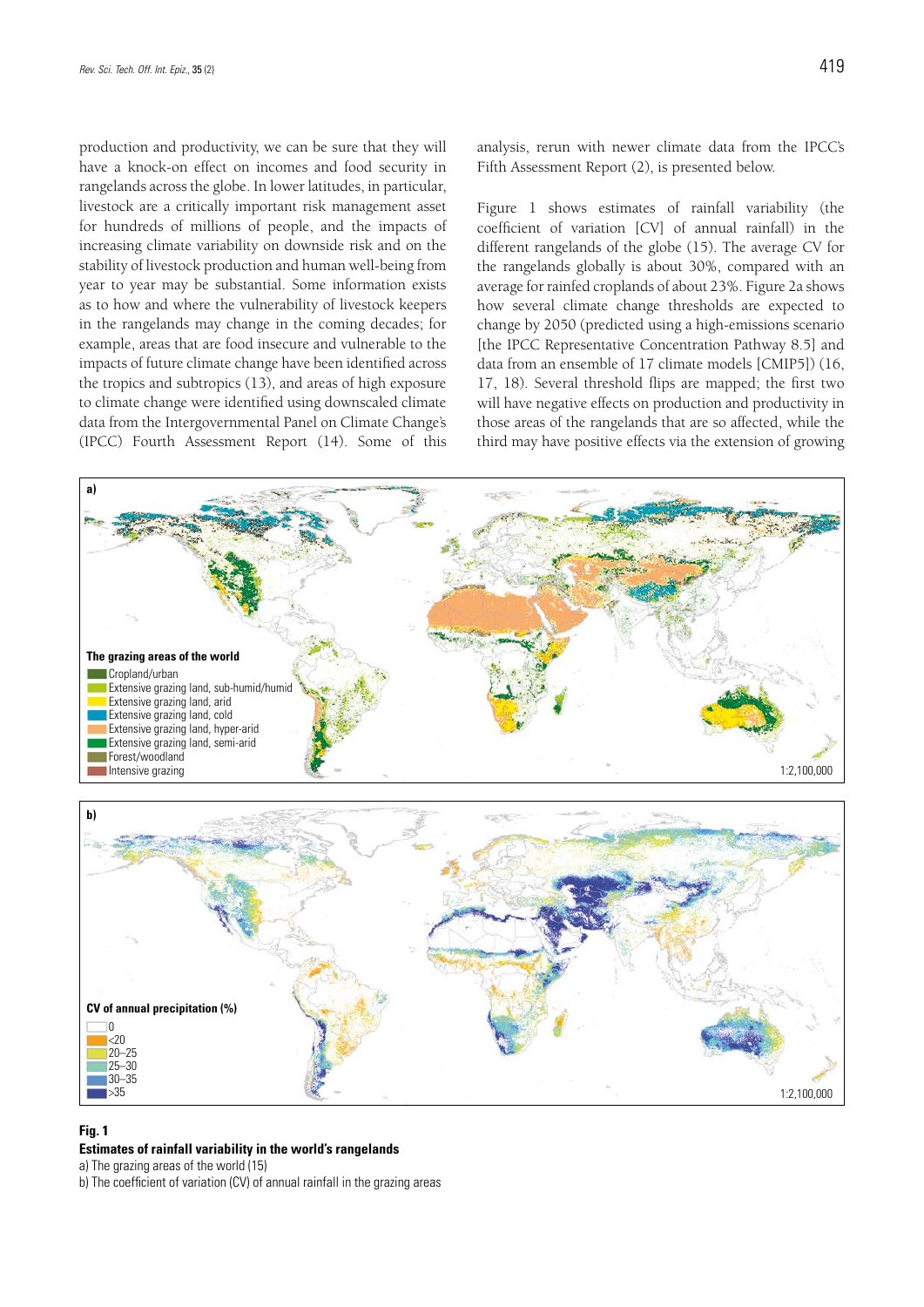production and productivity, we can be sure that they will have a knock-on effect on incomes and food security in rangelands across the globe. In lower latitudes, in particular, livestock are a critically important risk management asset for hundreds of millions of people, and the impacts of increasing climate variability on downside risk and on the stability of livestock production and human well-being from year to year may be substantial. Some information exists as to how and where the vulnerability of livestock keepers in the rangelands may change in the coming decades; for example, areas that are food insecure and vulnerable to the impacts of future climate change have been identified across the tropics and subtropics (13), and areas of high exposure to climate change were identified using downscaled climate data from the Intergovernmental Panel on Climate Change's (IPCC) Fourth Assessment Report (14). Some of this analysis, rerun with newer climate data from the IPCC's Fifth Assessment Report (2), is presented below.

Figure 1 shows estimates of rainfall variability (the coefficient of variation [CV] of annual rainfall) in the different rangelands of the globe (15). The average CV for the rangelands globally is about 30%, compared with an average for rainfed croplands of about 23%. Figure 2a shows how several climate change thresholds are expected to change by 2050 (predicted using a high-emissions scenario [the IPCC Representative Concentration Pathway 8.5] and data from an ensemble of 17 climate models [CMIP5]) (16, 17, 18). Several threshold flips are mapped; the first two will have negative effects on production and productivity in those areas of the rangelands that are so affected, while the third may have positive effects via the extension of growing

**Fig. 1**
**Estimates of rainfall variability in the world's rangelands**
a) The grazing areas of the world (15)
b) The coefficient of variation (CV) of annual rainfall in the grazing areas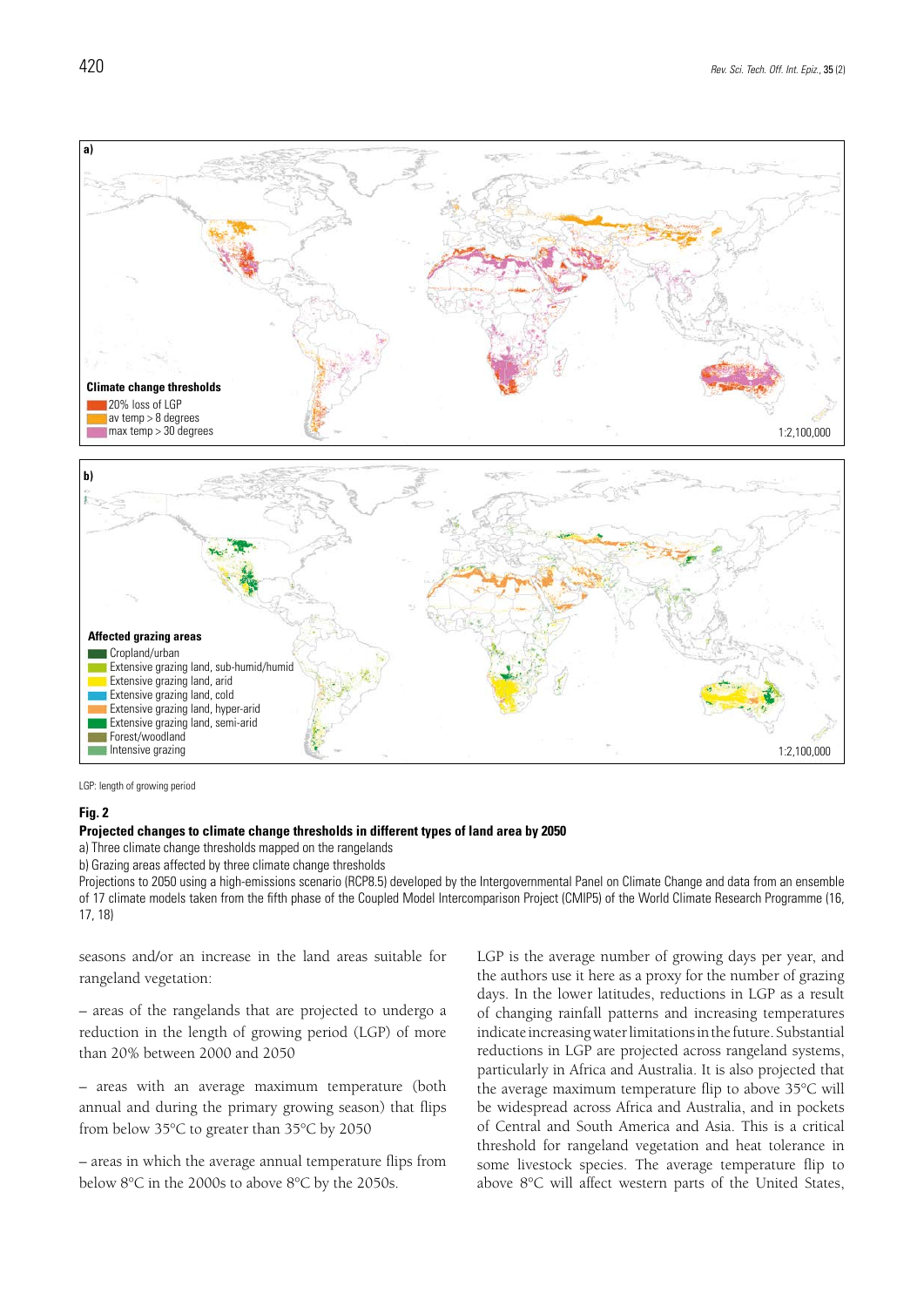LP: length of growing period

**Fig. 2**

**Projected changes to climate change thresholds in different types of land area by 2050**

a) Three climate change thresholds mapped on the rangelands

b) Grazing areas affected by three climate change thresholds

Projections to 2050 using a high-emissions scenario (RCP8.5) developed by the Intergovernmental Panel on Climate Change and data from an ensemble of 17 climate models taken from the fifth phase of the Coupled Model Intercomparison Project (CMIP5) of the World Climate Research Programme (16, 17, 18)

seasons and/or an increase in the land areas suitable for rangeland vegetation:

– areas of the rangelands that are projected to undergo a reduction in the length of growing period (LGP) of more than 20% between 2000 and 2050

– areas with an average maximum temperature (both annual and during the primary growing season) that flips from below 35°C to greater than 35°C by 2050

– areas in which the average annual temperature flips from below 8°C in the 2000s to above 8°C by the 2050s.

LGP is the average number of growing days per year, and the authors use it here as a proxy for the number of grazing days. In the lower latitudes, reductions in LGP as a result of changing rainfall patterns and increasing temperatures indicate increasing water limitations in the future. Substantial reductions in LGP are projected across rangeland systems, particularly in Africa and Australia. It is also projected that the average maximum temperature flip to above 35°C will be widespread across Africa and Australia, and in pockets of Central and South America and Asia. This is a critical threshold for rangeland vegetation and heat tolerance in some livestock species. The average temperature flip to above 8°C will affect western parts of the United States,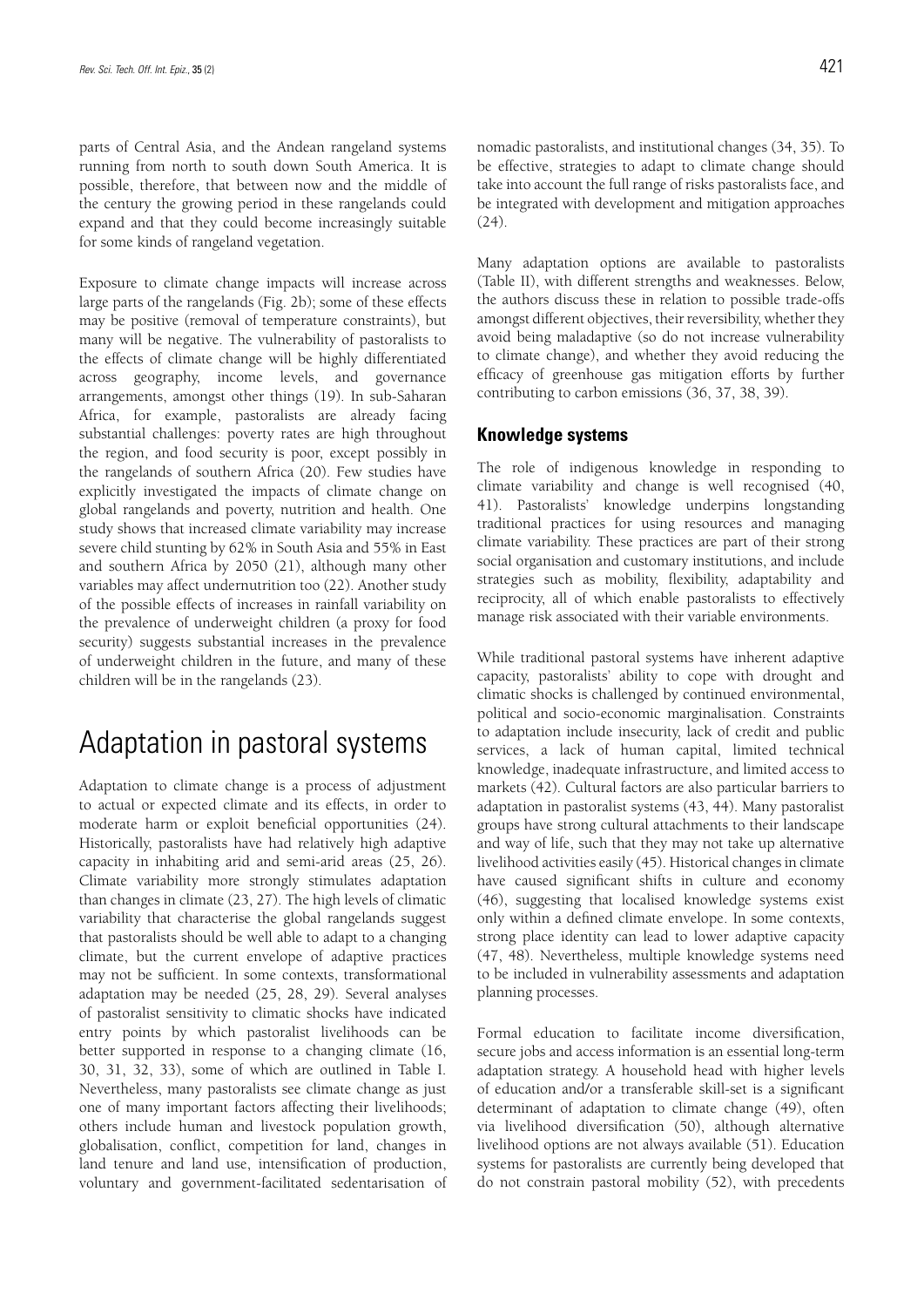parts of Central Asia, and the Andean rangeland systems running from north to south down South America. It is possible, therefore, that between now and the middle of the century the growing period in these rangelands could expand and that they could become increasingly suitable for some kinds of rangeland vegetation.

Exposure to climate change impacts will increase across large parts of the rangelands (Fig. 2b); some of these effects may be positive (removal of temperature constraints), but many will be negative. The vulnerability of pastoralists to the effects of climate change will be highly differentiated across geography, income levels, and governance arrangements, amongst other things (19). In sub-Saharan Africa, for example, pastoralists are already facing substantial challenges: poverty rates are high throughout the region, and food security is poor, except possibly in the rangelands of southern Africa (20). Few studies have explicitly investigated the impacts of climate change on global rangelands and poverty, nutrition and health. One study shows that increased climate variability may increase severe child stunting by 62% in South Asia and 55% in East and southern Africa by 2050 (21), although many other variables may affect undernutrition too (22). Another study of the possible effects of increases in rainfall variability on the prevalence of underweight children (a proxy for food security) suggests substantial increases in the prevalence of underweight children in the future, and many of these children will be in the rangelands (23).

# Adaptation in pastoral systems

Adaptation to climate change is a process of adjustment to actual or expected climate and its effects, in order to moderate harm or exploit beneficial opportunities (24). Historically, pastoralists have had relatively high adaptive capacity in inhabiting arid and semi-arid areas (25, 26). Climate variability more strongly stimulates adaptation than changes in climate (23, 27). The high levels of climatic variability that characterise the global rangelands suggest that pastoralists should be well able to adapt to a changing climate, but the current envelope of adaptive practices may not be sufficient. In some contexts, transformational adaptation may be needed (25, 28, 29). Several analyses of pastoralist sensitivity to climatic shocks have indicated entry points by which pastoralist livelihoods can be better supported in response to a changing climate (16, 30, 31, 32, 33), some of which are outlined in Table I. Nevertheless, many pastoralists see climate change as just one of many important factors affecting their livelihoods; others include human and livestock population growth, globalisation, conflict, competition for land, changes in land tenure and land use, intensification of production, voluntary and government-facilitated sedentarisation of nomadic pastoralists, and institutional changes (34, 35). To be effective, strategies to adapt to climate change should take into account the full range of risks pastoralists face, and be integrated with development and mitigation approaches (24).

Many adaptation options are available to pastoralists (Table II), with different strengths and weaknesses. Below, the authors discuss these in relation to possible trade-offs amongst different objectives, their reversibility, whether they avoid being maladaptive (so do not increase vulnerability to climate change), and whether they avoid reducing the efficacy of greenhouse gas mitigation efforts by further contributing to carbon emissions (36, 37, 38, 39).

## Knowledge systems

The role of indigenous knowledge in responding to climate variability and change is well recognised (40, 41). Pastoralists' knowledge underpins longstanding traditional practices for using resources and managing climate variability. These practices are part of their strong social organisation and customary institutions, and include strategies such as mobility, flexibility, adaptability and reciprocity, all of which enable pastoralists to effectively manage risk associated with their variable environments.

While traditional pastoral systems have inherent adaptive capacity, pastoralists' ability to cope with drought and climatic shocks is challenged by continued environmental, political and socio-economic marginalisation. Constraints to adaptation include insecurity, lack of credit and public services, a lack of human capital, limited technical knowledge, inadequate infrastructure, and limited access to markets (42). Cultural factors are also particular barriers to adaptation in pastoralist systems (43, 44). Many pastoralist groups have strong cultural attachments to their landscape and way of life, such that they may not take up alternative livelihood activities easily (45). Historical changes in climate have caused significant shifts in culture and economy (46), suggesting that localised knowledge systems exist only within a defined climate envelope. In some contexts, strong place identity can lead to lower adaptive capacity (47, 48). Nevertheless, multiple knowledge systems need to be included in vulnerability assessments and adaptation planning processes.

Formal education to facilitate income diversification, secure jobs and access information is an essential long-term adaptation strategy. A household head with higher levels of education and/or a transferable skill-set is a significant determinant of adaptation to climate change (49), often via livelihood diversification (50), although alternative livelihood options are not always available (51). Education systems for pastoralists are currently being developed that do not constrain pastoral mobility (52), with precedents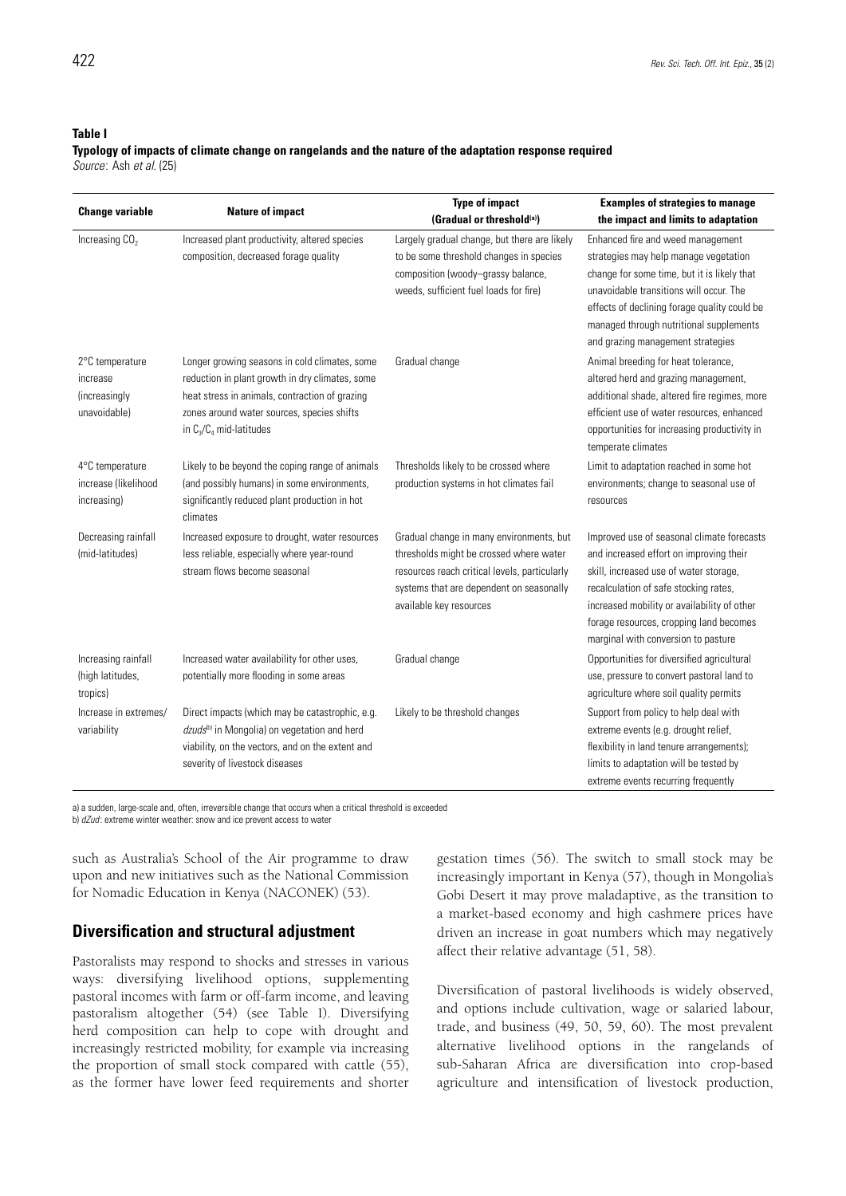**Table I**
**Typology of impacts of climate change on rangelands and the nature of the adaptation response required**
*Source*: Ash *et al.* (25)

| Change variable | Nature of impact | Type of impact (Gradual or threshold[a]) | Examples of strategies to manage the impact and limits to adaptation |
|---|---|---|---|
| Increasing $CO_2$ | Increased plant productivity, altered species composition, decreased forage quality | Largely gradual change, but there are likely to be some threshold changes in species composition (woody–grassy balance, weeds, sufficient fuel loads for fire) | Enhanced fire and weed management strategies may help manage vegetation change for some time, but it is likely that unavoidable transitions will occur. The effects of declining forage quality could be managed through nutritional supplements and grazing management strategies |
| 2°C temperature increase (increasingly unavoidable) | Longer growing seasons in cold climates, some reduction in plant growth in dry climates, some heat stress in animals, contraction of grazing zones around water sources, species shifts in $C_3/C_4$ mid-latitudes | Gradual change | Animal breeding for heat tolerance, altered herd and grazing management, additional shade, altered fire regimes, more efficient use of water resources, enhanced opportunities for increasing productivity in temperate climates |
| 4°C temperature increase (likelihood increasing) | Likely to be beyond the coping range of animals (and possibly humans) in some environments, significantly reduced plant production in hot climates | Thresholds likely to be crossed where production systems in hot climates fail | Limit to adaptation reached in some hot environments; change to seasonal use of resources |
| Decreasing rainfall (mid-latitudes) | Increased exposure to drought, water resources less reliable, especially where year-round stream flows become seasonal | Gradual change in many environments, but thresholds might be crossed where water resources reach critical levels, particularly systems that are dependent on seasonally available key resources | Improved use of seasonal climate forecasts and increased effort on improving their skill, increased use of water storage, recalculation of safe stocking rates, increased mobility or availability of other forage resources, cropping land becomes marginal with conversion to pasture |
| Increasing rainfall (high latitudes, tropics) | Increased water availability for other uses, potentially more flooding in some areas | Gradual change | Opportunities for diversified agricultural use, pressure to convert pastoral land to agriculture where soil quality permits |
| Increase in extremes/ variability | Direct impacts (which may be catastrophic, e.g. *dzuds*[b] in Mongolia) on vegetation and herd viability, on the vectors, and on the extent and severity of livestock diseases | Likely to be threshold changes | Support from policy to help deal with extreme events (e.g. drought relief, flexibility in land tenure arrangements); limits to adaptation will be tested by extreme events recurring frequently |

a) a sudden, large-scale and, often, irreversible change that occurs when a critical threshold is exceeded
b) *dZud*: extreme winter weather: snow and ice prevent access to water

such as Australia's School of the Air programme to draw upon and new initiatives such as the National Commission for Nomadic Education in Kenya (NACONEK) (53).

## Diversification and structural adjustment

Pastoralists may respond to shocks and stresses in various ways: diversifying livelihood options, supplementing pastoral incomes with farm or off-farm income, and leaving pastoralism altogether (54) (see Table I). Diversifying herd composition can help to cope with drought and increasingly restricted mobility, for example via increasing the proportion of small stock compared with cattle (55), as the former have lower feed requirements and shorter gestation times (56). The switch to small stock may be increasingly important in Kenya (57), though in Mongolia's Gobi Desert it may prove maladaptive, as the transition to a market-based economy and high cashmere prices have driven an increase in goat numbers which may negatively affect their relative advantage (51, 58).

Diversification of pastoral livelihoods is widely observed, and options include cultivation, wage or salaried labour, trade, and business (49, 50, 59, 60). The most prevalent alternative livelihood options in the rangelands of sub-Saharan Africa are diversification into crop-based agriculture and intensification of livestock production,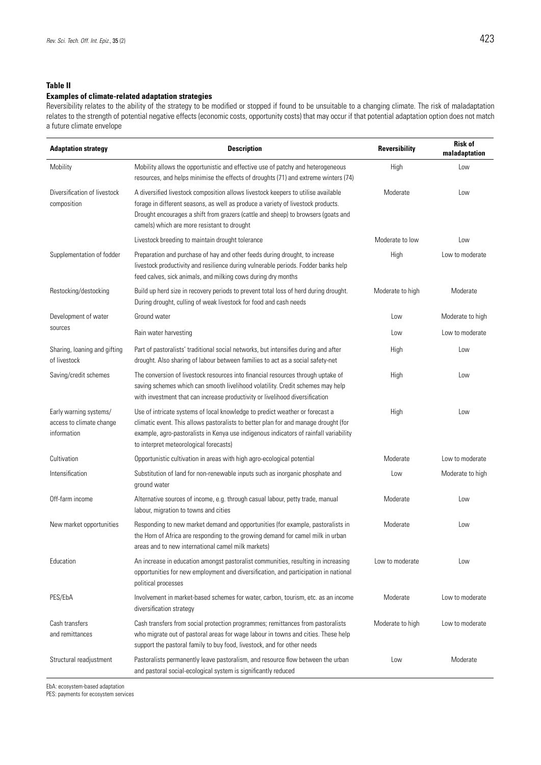**Table II**

**Examples of climate-related adaptation strategies**

Reversibility relates to the ability of the strategy to be modified or stopped if found to be unsuitable to a changing climate. The risk of maladaptation relates to the strength of potential negative effects (economic costs, opportunity costs) that may occur if that potential adaptation option does not match a future climate envelope

| Adaptation strategy | Description | Reversibility | Risk of maladaptation |
|---|---|---|---|
| Mobility | Mobility allows the opportunistic and effective use of patchy and heterogeneous resources, and helps minimise the effects of droughts (71) and extreme winters (74) | High | Low |
| Diversification of livestock composition | A diversified livestock composition allows livestock keepers to utilise available forage in different seasons, as well as produce a variety of livestock products. Drought encourages a shift from grazers (cattle and sheep) to browsers (goats and camels) which are more resistant to drought | Moderate | Low |
| | Livestock breeding to maintain drought tolerance | Moderate to low | Low |
| Supplementation of fodder | Preparation and purchase of hay and other feeds during drought, to increase livestock productivity and resilience during vulnerable periods. Fodder banks help feed calves, sick animals, and milking cows during dry months | High | Low to moderate |
| Restocking/destocking | Build up herd size in recovery periods to prevent total loss of herd during drought. During drought, culling of weak livestock for food and cash needs | Moderate to high | Moderate |
| Development of water sources | Ground water | Low | Moderate to high |
| | Rain water harvesting | Low | Low to moderate |
| Sharing, loaning and gifting of livestock | Part of pastoralists' traditional social networks, but intensifies during and after drought. Also sharing of labour between families to act as a social safety-net | High | Low |
| Saving/credit schemes | The conversion of livestock resources into financial resources through uptake of saving schemes which can smooth livelihood volatility. Credit schemes may help with investment that can increase productivity or livelihood diversification | High | Low |
| Early warning systems/ access to climate change information | Use of intricate systems of local knowledge to predict weather or forecast a climatic event. This allows pastoralists to better plan for and manage drought (for example, agro-pastoralists in Kenya use indigenous indicators of rainfall variability to interpret meteorological forecasts) | High | Low |
| Cultivation | Opportunistic cultivation in areas with high agro-ecological potential | Moderate | Low to moderate |
| Intensification | Substitution of land for non-renewable inputs such as inorganic phosphate and ground water | Low | Moderate to high |
| Off-farm income | Alternative sources of income, e.g. through casual labour, petty trade, manual labour, migration to towns and cities | Moderate | Low |
| New market opportunities | Responding to new market demand and opportunities (for example, pastoralists in the Horn of Africa are responding to the growing demand for camel milk in urban areas and to new international camel milk markets) | Moderate | Low |
| Education | An increase in education amongst pastoralist communities, resulting in increasing opportunities for new employment and diversification, and participation in national political processes | Low to moderate | Low |
| PES/EbA | Involvement in market-based schemes for water, carbon, tourism, etc. as an income diversification strategy | Moderate | Low to moderate |
| Cash transfers and remittances | Cash transfers from social protection programmes; remittances from pastoralists who migrate out of pastoral areas for wage labour in towns and cities. These help support the pastoral family to buy food, livestock, and for other needs | Moderate to high | Low to moderate |
| Structural readjustment | Pastoralists permanently leave pastoralism, and resource flow between the urban and pastoral social-ecological system is significantly reduced | Low | Moderate |

EbA: ecosystem-based adaptation
PES: payments for ecosystem services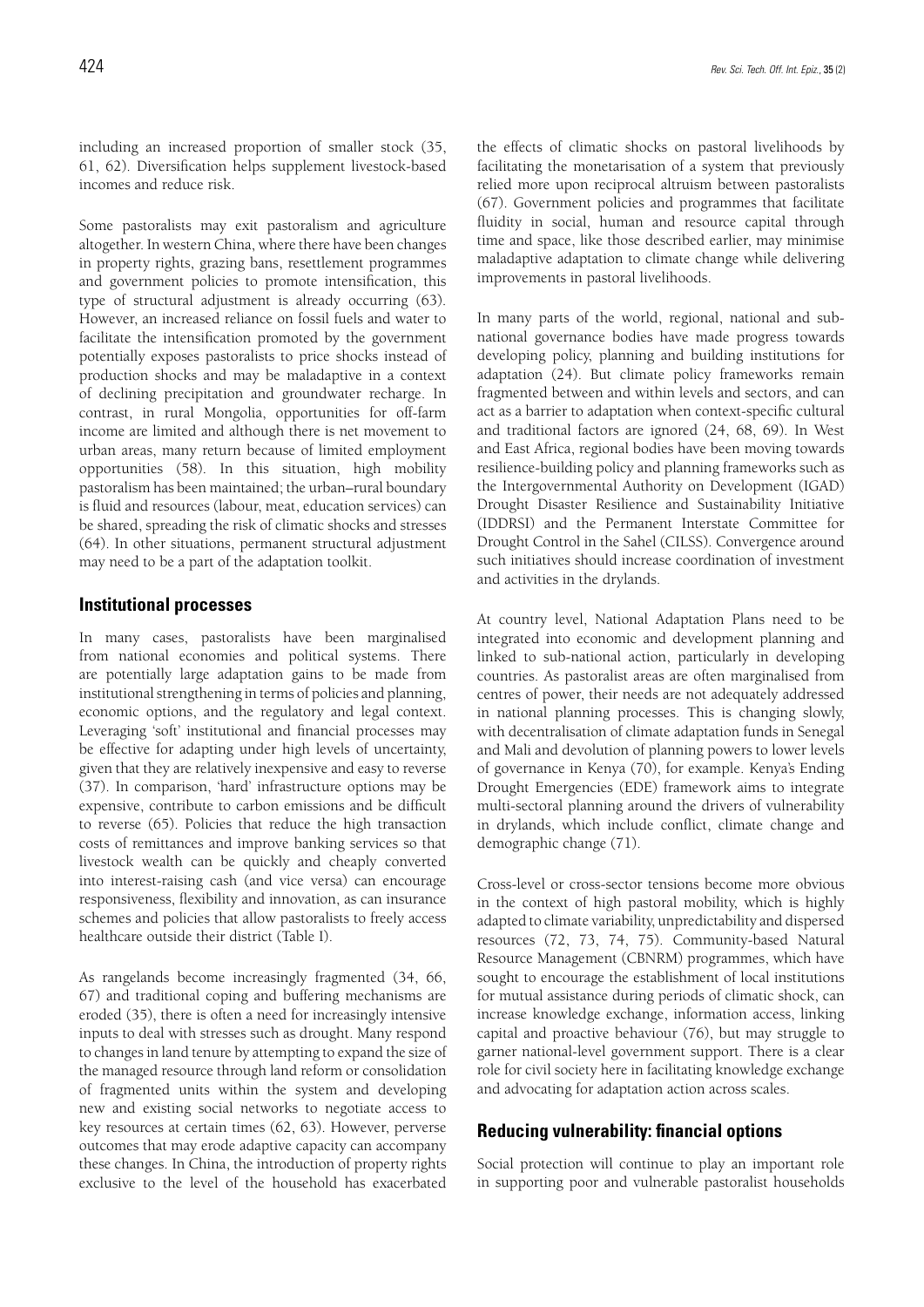including an increased proportion of smaller stock (35, 61, 62). Diversification helps supplement livestock-based incomes and reduce risk.

Some pastoralists may exit pastoralism and agriculture altogether. In western China, where there have been changes in property rights, grazing bans, resettlement programmes and government policies to promote intensification, this type of structural adjustment is already occurring (63). However, an increased reliance on fossil fuels and water to facilitate the intensification promoted by the government potentially exposes pastoralists to price shocks instead of production shocks and may be maladaptive in a context of declining precipitation and groundwater recharge. In contrast, in rural Mongolia, opportunities for off-farm income are limited and although there is net movement to urban areas, many return because of limited employment opportunities (58). In this situation, high mobility pastoralism has been maintained; the urban–rural boundary is fluid and resources (labour, meat, education services) can be shared, spreading the risk of climatic shocks and stresses (64). In other situations, permanent structural adjustment may need to be a part of the adaptation toolkit.

## Institutional processes

In many cases, pastoralists have been marginalised from national economies and political systems. There are potentially large adaptation gains to be made from institutional strengthening in terms of policies and planning, economic options, and the regulatory and legal context. Leveraging 'soft' institutional and financial processes may be effective for adapting under high levels of uncertainty, given that they are relatively inexpensive and easy to reverse (37). In comparison, 'hard' infrastructure options may be expensive, contribute to carbon emissions and be difficult to reverse (65). Policies that reduce the high transaction costs of remittances and improve banking services so that livestock wealth can be quickly and cheaply converted into interest-raising cash (and vice versa) can encourage responsiveness, flexibility and innovation, as can insurance schemes and policies that allow pastoralists to freely access healthcare outside their district (Table I).

As rangelands become increasingly fragmented (34, 66, 67) and traditional coping and buffering mechanisms are eroded (35), there is often a need for increasingly intensive inputs to deal with stresses such as drought. Many respond to changes in land tenure by attempting to expand the size of the managed resource through land reform or consolidation of fragmented units within the system and developing new and existing social networks to negotiate access to key resources at certain times (62, 63). However, perverse outcomes that may erode adaptive capacity can accompany these changes. In China, the introduction of property rights exclusive to the level of the household has exacerbated the effects of climatic shocks on pastoral livelihoods by facilitating the monetarisation of a system that previously relied more upon reciprocal altruism between pastoralists (67). Government policies and programmes that facilitate fluidity in social, human and resource capital through time and space, like those described earlier, may minimise maladaptive adaptation to climate change while delivering improvements in pastoral livelihoods.

In many parts of the world, regional, national and sub-national governance bodies have made progress towards developing policy, planning and building institutions for adaptation (24). But climate policy frameworks remain fragmented between and within levels and sectors, and can act as a barrier to adaptation when context-specific cultural and traditional factors are ignored (24, 68, 69). In West and East Africa, regional bodies have been moving towards resilience-building policy and planning frameworks such as the Intergovernmental Authority on Development (IGAD) Drought Disaster Resilience and Sustainability Initiative (IDDRSI) and the Permanent Interstate Committee for Drought Control in the Sahel (CILSS). Convergence around such initiatives should increase coordination of investment and activities in the drylands.

At country level, National Adaptation Plans need to be integrated into economic and development planning and linked to sub-national action, particularly in developing countries. As pastoralist areas are often marginalised from centres of power, their needs are not adequately addressed in national planning processes. This is changing slowly, with decentralisation of climate adaptation funds in Senegal and Mali and devolution of planning powers to lower levels of governance in Kenya (70), for example. Kenya's Ending Drought Emergencies (EDE) framework aims to integrate multi-sectoral planning around the drivers of vulnerability in drylands, which include conflict, climate change and demographic change (71).

Cross-level or cross-sector tensions become more obvious in the context of high pastoral mobility, which is highly adapted to climate variability, unpredictability and dispersed resources (72, 73, 74, 75). Community-based Natural Resource Management (CBNRM) programmes, which have sought to encourage the establishment of local institutions for mutual assistance during periods of climatic shock, can increase knowledge exchange, information access, linking capital and proactive behaviour (76), but may struggle to garner national-level government support. There is a clear role for civil society here in facilitating knowledge exchange and advocating for adaptation action across scales.

## Reducing vulnerability: financial options

Social protection will continue to play an important role in supporting poor and vulnerable pastoralist households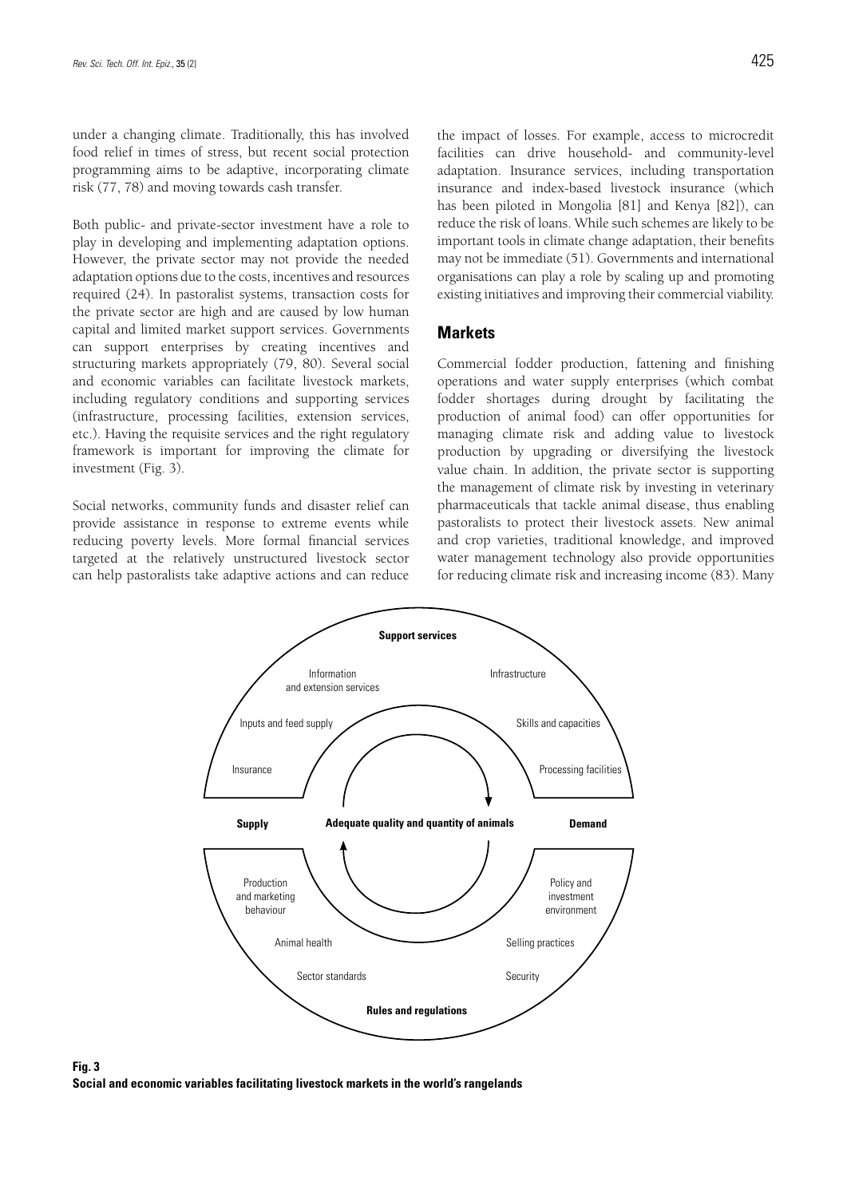under a changing climate. Traditionally, this has involved food relief in times of stress, but recent social protection programming aims to be adaptive, incorporating climate risk (77, 78) and moving towards cash transfer.

Both public- and private-sector investment have a role to play in developing and implementing adaptation options. However, the private sector may not provide the needed adaptation options due to the costs, incentives and resources required (24). In pastoralist systems, transaction costs for the private sector are high and are caused by low human capital and limited market support services. Governments can support enterprises by creating incentives and structuring markets appropriately (79, 80). Several social and economic variables can facilitate livestock markets, including regulatory conditions and supporting services (infrastructure, processing facilities, extension services, etc.). Having the requisite services and the right regulatory framework is important for improving the climate for investment (Fig. 3).

Social networks, community funds and disaster relief can provide assistance in response to extreme events while reducing poverty levels. More formal financial services targeted at the relatively unstructured livestock sector can help pastoralists take adaptive actions and can reduce the impact of losses. For example, access to microcredit facilities can drive household- and community-level adaptation. Insurance services, including transportation insurance and index-based livestock insurance (which has been piloted in Mongolia [81] and Kenya [82]), can reduce the risk of loans. While such schemes are likely to be important tools in climate change adaptation, their benefits may not be immediate (51). Governments and international organisations can play a role by scaling up and promoting existing initiatives and improving their commercial viability.

## Markets

Commercial fodder production, fattening and finishing operations and water supply enterprises (which combat fodder shortages during drought by facilitating the production of animal food) can offer opportunities for managing climate risk and adding value to livestock production by upgrading or diversifying the livestock value chain. In addition, the private sector is supporting the management of climate risk by investing in veterinary pharmaceuticals that tackle animal disease, thus enabling pastoralists to protect their livestock assets. New animal and crop varieties, traditional knowledge, and improved water management technology also provide opportunities for reducing climate risk and increasing income (83). Many

**Support services**

Information and extension services — Infrastructure — Inputs and feed supply — Skills and capacities — Insurance — Processing facilities

**Supply** — **Adequate quality and quantity of animals** — **Demand**

Production and marketing behaviour — Policy and investment environment — Animal health — Selling practices — Sector standards — Security

**Rules and regulations**

**Fig. 3**
**Social and economic variables facilitating livestock markets in the world's rangelands**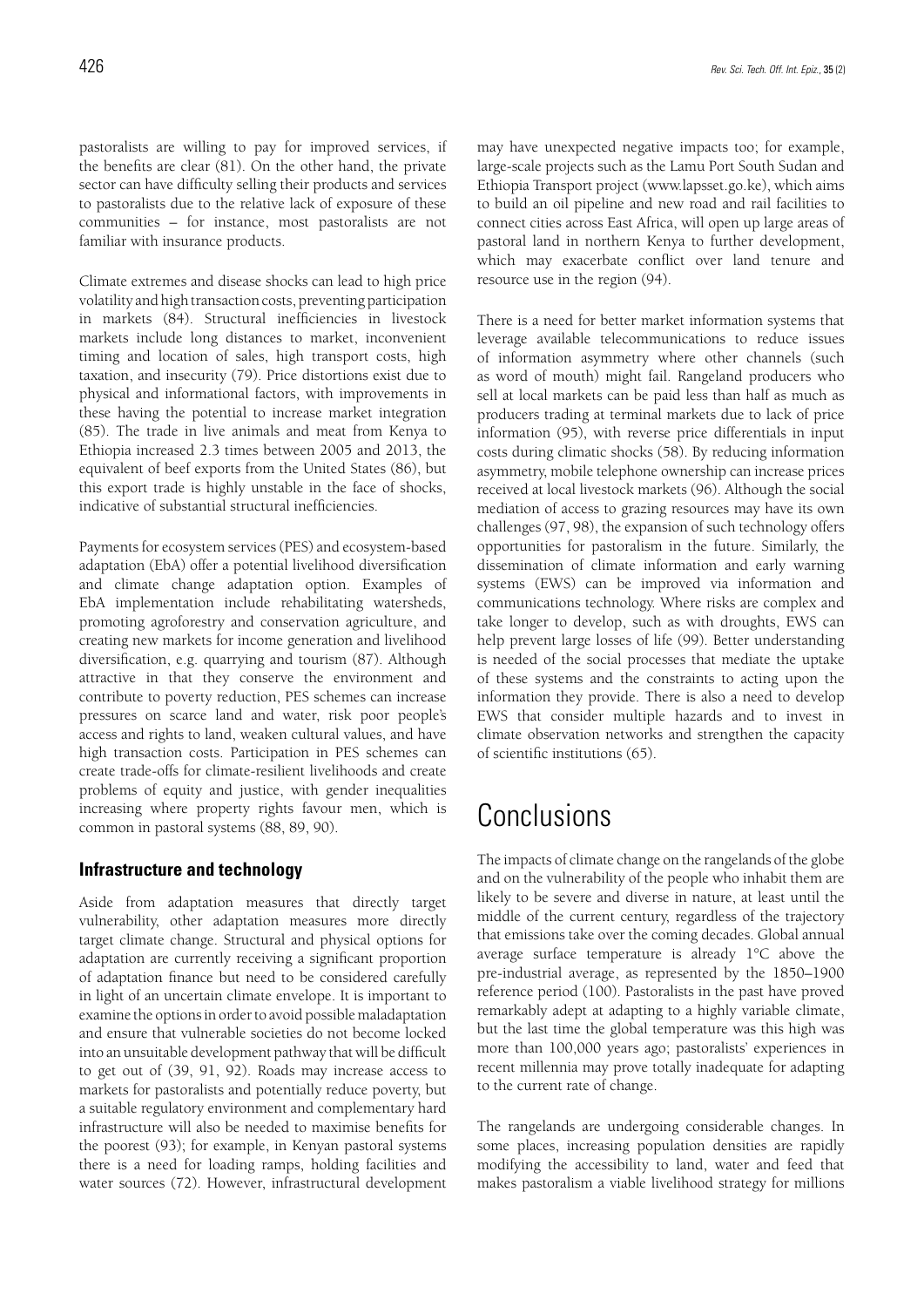pastoralists are willing to pay for improved services, if the benefits are clear (81). On the other hand, the private sector can have difficulty selling their products and services to pastoralists due to the relative lack of exposure of these communities – for instance, most pastoralists are not familiar with insurance products.

Climate extremes and disease shocks can lead to high price volatility and high transaction costs, preventing participation in markets (84). Structural inefficiencies in livestock markets include long distances to market, inconvenient timing and location of sales, high transport costs, high taxation, and insecurity (79). Price distortions exist due to physical and informational factors, with improvements in these having the potential to increase market integration (85). The trade in live animals and meat from Kenya to Ethiopia increased 2.3 times between 2005 and 2013, the equivalent of beef exports from the United States (86), but this export trade is highly unstable in the face of shocks, indicative of substantial structural inefficiencies.

Payments for ecosystem services (PES) and ecosystem-based adaptation (EbA) offer a potential livelihood diversification and climate change adaptation option. Examples of EbA implementation include rehabilitating watersheds, promoting agroforestry and conservation agriculture, and creating new markets for income generation and livelihood diversification, e.g. quarrying and tourism (87). Although attractive in that they conserve the environment and contribute to poverty reduction, PES schemes can increase pressures on scarce land and water, risk poor people's access and rights to land, weaken cultural values, and have high transaction costs. Participation in PES schemes can create trade-offs for climate-resilient livelihoods and create problems of equity and justice, with gender inequalities increasing where property rights favour men, which is common in pastoral systems (88, 89, 90).

### Infrastructure and technology

Aside from adaptation measures that directly target vulnerability, other adaptation measures more directly target climate change. Structural and physical options for adaptation are currently receiving a significant proportion of adaptation finance but need to be considered carefully in light of an uncertain climate envelope. It is important to examine the options in order to avoid possible maladaptation and ensure that vulnerable societies do not become locked into an unsuitable development pathway that will be difficult to get out of (39, 91, 92). Roads may increase access to markets for pastoralists and potentially reduce poverty, but a suitable regulatory environment and complementary hard infrastructure will also be needed to maximise benefits for the poorest (93); for example, in Kenyan pastoral systems there is a need for loading ramps, holding facilities and water sources (72). However, infrastructural development may have unexpected negative impacts too; for example, large-scale projects such as the Lamu Port South Sudan and Ethiopia Transport project (www.lapsset.go.ke), which aims to build an oil pipeline and new road and rail facilities to connect cities across East Africa, will open up large areas of pastoral land in northern Kenya to further development, which may exacerbate conflict over land tenure and resource use in the region (94).

There is a need for better market information systems that leverage available telecommunications to reduce issues of information asymmetry where other channels (such as word of mouth) might fail. Rangeland producers who sell at local markets can be paid less than half as much as producers trading at terminal markets due to lack of price information (95), with reverse price differentials in input costs during climatic shocks (58). By reducing information asymmetry, mobile telephone ownership can increase prices received at local livestock markets (96). Although the social mediation of access to grazing resources may have its own challenges (97, 98), the expansion of such technology offers opportunities for pastoralism in the future. Similarly, the dissemination of climate information and early warning systems (EWS) can be improved via information and communications technology. Where risks are complex and take longer to develop, such as with droughts, EWS can help prevent large losses of life (99). Better understanding is needed of the social processes that mediate the uptake of these systems and the constraints to acting upon the information they provide. There is also a need to develop EWS that consider multiple hazards and to invest in climate observation networks and strengthen the capacity of scientific institutions (65).

## Conclusions

The impacts of climate change on the rangelands of the globe and on the vulnerability of the people who inhabit them are likely to be severe and diverse in nature, at least until the middle of the current century, regardless of the trajectory that emissions take over the coming decades. Global annual average surface temperature is already 1°C above the pre-industrial average, as represented by the 1850–1900 reference period (100). Pastoralists in the past have proved remarkably adept at adapting to a highly variable climate, but the last time the global temperature was this high was more than 100,000 years ago; pastoralists' experiences in recent millennia may prove totally inadequate for adapting to the current rate of change.

The rangelands are undergoing considerable changes. In some places, increasing population densities are rapidly modifying the accessibility to land, water and feed that makes pastoralism a viable livelihood strategy for millions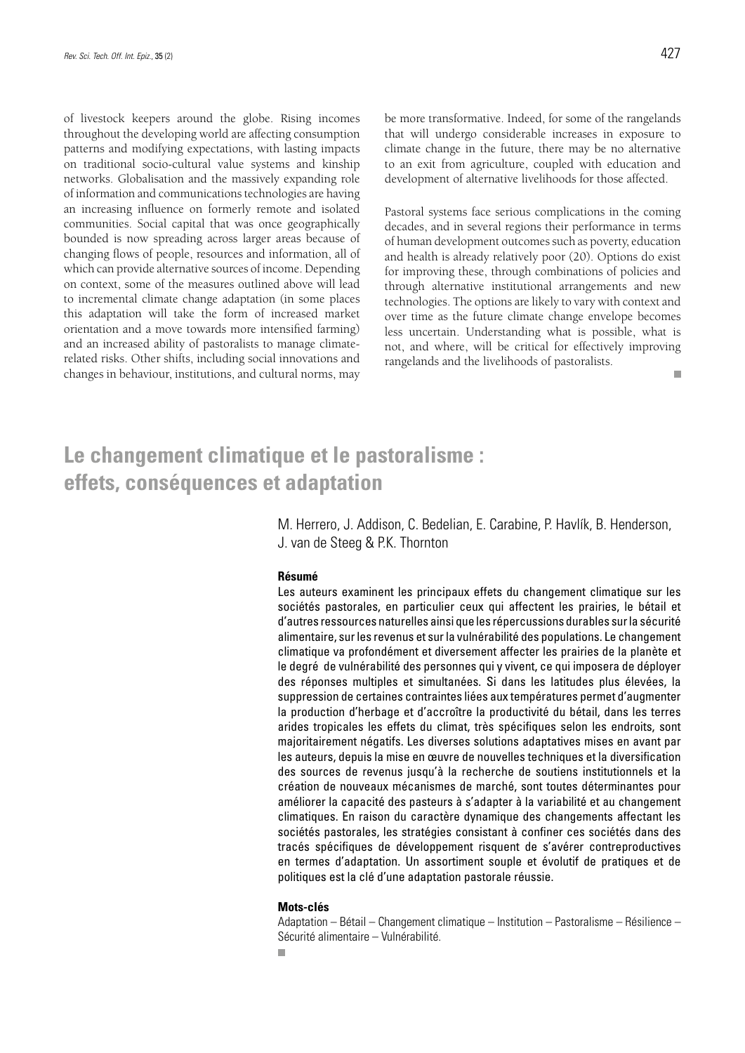of livestock keepers around the globe. Rising incomes throughout the developing world are affecting consumption patterns and modifying expectations, with lasting impacts on traditional socio-cultural value systems and kinship networks. Globalisation and the massively expanding role of information and communications technologies are having an increasing influence on formerly remote and isolated communities. Social capital that was once geographically bounded is now spreading across larger areas because of changing flows of people, resources and information, all of which can provide alternative sources of income. Depending on context, some of the measures outlined above will lead to incremental climate change adaptation (in some places this adaptation will take the form of increased market orientation and a move towards more intensified farming) and an increased ability of pastoralists to manage climate-related risks. Other shifts, including social innovations and changes in behaviour, institutions, and cultural norms, may be more transformative. Indeed, for some of the rangelands that will undergo considerable increases in exposure to climate change in the future, there may be no alternative to an exit from agriculture, coupled with education and development of alternative livelihoods for those affected.

Pastoral systems face serious complications in the coming decades, and in several regions their performance in terms of human development outcomes such as poverty, education and health is already relatively poor (20). Options do exist for improving these, through combinations of policies and through alternative institutional arrangements and new technologies. The options are likely to vary with context and over time as the future climate change envelope becomes less uncertain. Understanding what is possible, what is not, and where, will be critical for effectively improving rangelands and the livelihoods of pastoralists.

# Le changement climatique et le pastoralisme : effets, conséquences et adaptation

M. Herrero, J. Addison, C. Bedelian, E. Carabine, P. Havlík, B. Henderson, J. van de Steeg & P.K. Thornton

**Résumé**

Les auteurs examinent les principaux effets du changement climatique sur les sociétés pastorales, en particulier ceux qui affectent les prairies, le bétail et d'autres ressources naturelles ainsi que les répercussions durables sur la sécurité alimentaire, sur les revenus et sur la vulnérabilité des populations. Le changement climatique va profondément et diversement affecter les prairies de la planète et le degré de vulnérabilité des personnes qui y vivent, ce qui imposera de déployer des réponses multiples et simultanées. Si dans les latitudes plus élevées, la suppression de certaines contraintes liées aux températures permet d'augmenter la production d'herbage et d'accroître la productivité du bétail, dans les terres arides tropicales les effets du climat, très spécifiques selon les endroits, sont majoritairement négatifs. Les diverses solutions adaptatives mises en avant par les auteurs, depuis la mise en œuvre de nouvelles techniques et la diversification des sources de revenus jusqu'à la recherche de soutiens institutionnels et la création de nouveaux mécanismes de marché, sont toutes déterminantes pour améliorer la capacité des pasteurs à s'adapter à la variabilité et au changement climatiques. En raison du caractère dynamique des changements affectant les sociétés pastorales, les stratégies consistant à confiner ces sociétés dans des tracés spécifiques de développement risquent de s'avérer contreproductives en termes d'adaptation. Un assortiment souple et évolutif de pratiques et de politiques est la clé d'une adaptation pastorale réussie.

**Mots-clés**

Adaptation – Bétail – Changement climatique – Institution – Pastoralisme – Résilience – Sécurité alimentaire – Vulnérabilité.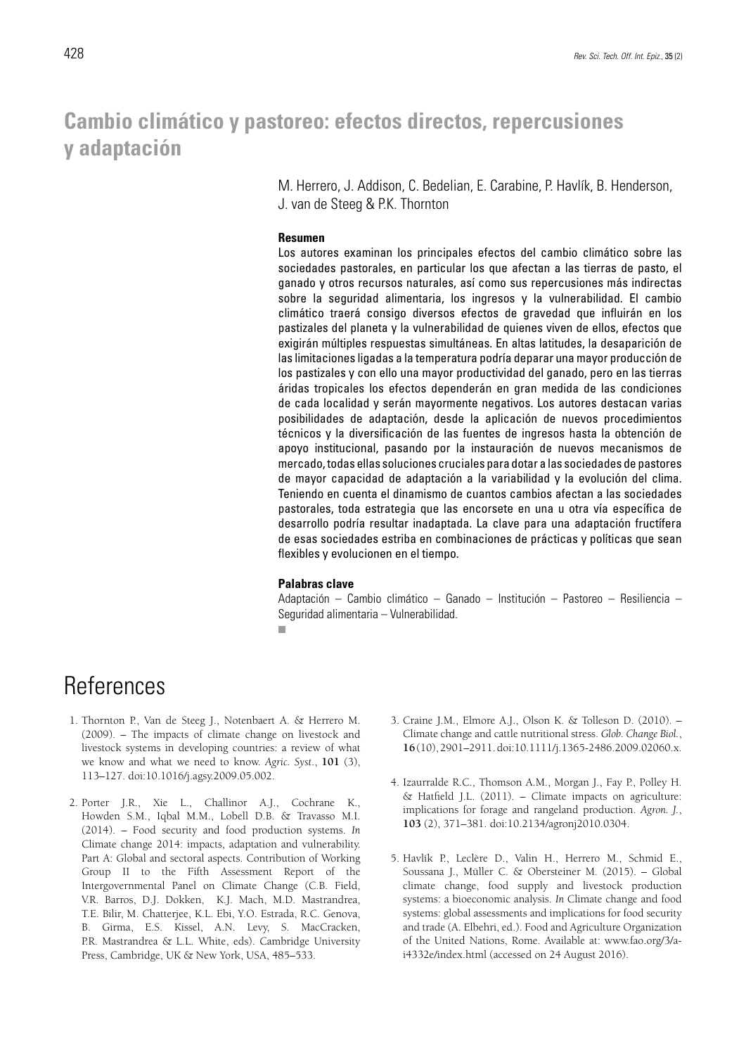# Cambio climático y pastoreo: efectos directos, repercusiones y adaptación

M. Herrero, J. Addison, C. Bedelian, E. Carabine, P. Havlík, B. Henderson, J. van de Steeg & P.K. Thornton

### Resumen

Los autores examinan los principales efectos del cambio climático sobre las sociedades pastorales, en particular los que afectan a las tierras de pasto, el ganado y otros recursos naturales, así como sus repercusiones más indirectas sobre la seguridad alimentaria, los ingresos y la vulnerabilidad. El cambio climático traerá consigo diversos efectos de gravedad que influirán en los pastizales del planeta y la vulnerabilidad de quienes viven de ellos, efectos que exigirán múltiples respuestas simultáneas. En altas latitudes, la desaparición de las limitaciones ligadas a la temperatura podría deparar una mayor producción de los pastizales y con ello una mayor productividad del ganado, pero en las tierras áridas tropicales los efectos dependerán en gran medida de las condiciones de cada localidad y serán mayormente negativos. Los autores destacan varias posibilidades de adaptación, desde la aplicación de nuevos procedimientos técnicos y la diversificación de las fuentes de ingresos hasta la obtención de apoyo institucional, pasando por la instauración de nuevos mecanismos de mercado, todas ellas soluciones cruciales para dotar a las sociedades de pastores de mayor capacidad de adaptación a la variabilidad y la evolución del clima. Teniendo en cuenta el dinamismo de cuantos cambios afectan a las sociedades pastorales, toda estrategia que las encorsete en una u otra vía específica de desarrollo podría resultar inadaptada. La clave para una adaptación fructífera de esas sociedades estriba en combinaciones de prácticas y políticas que sean flexibles y evolucionen en el tiempo.

### Palabras clave

Adaptación – Cambio climático – Ganado – Institución – Pastoreo – Resiliencia – Seguridad alimentaria – Vulnerabilidad.

# References

1. Thornton P., Van de Steeg J., Notenbaert A. & Herrero M. (2009). – The impacts of climate change on livestock and livestock systems in developing countries: a review of what we know and what we need to know. *Agric. Syst.*, **101** (3), 113–127. doi:10.1016/j.agsy.2009.05.002.

2. Porter J.R., Xie L., Challinor A.J., Cochrane K., Howden S.M., Iqbal M.M., Lobell D.B. & Travasso M.I. (2014). – Food security and food production systems. *In* Climate change 2014: impacts, adaptation and vulnerability. Part A: Global and sectoral aspects. Contribution of Working Group II to the Fifth Assessment Report of the Intergovernmental Panel on Climate Change (C.B. Field, V.R. Barros, D.J. Dokken, K.J. Mach, M.D. Mastrandrea, T.E. Bilir, M. Chatterjee, K.L. Ebi, Y.O. Estrada, R.C. Genova, B. Girma, E.S. Kissel, A.N. Levy, S. MacCracken, P.R. Mastrandrea & L.L. White, eds). Cambridge University Press, Cambridge, UK & New York, USA, 485–533.

3. Craine J.M., Elmore A.J., Olson K. & Tolleson D. (2010). – Climate change and cattle nutritional stress. *Glob. Change Biol.*, **16** (10), 2901–2911. doi:10.1111/j.1365-2486.2009.02060.x.

4. Izaurralde R.C., Thomson A.M., Morgan J., Fay P., Polley H. & Hatfield J.L. (2011). – Climate impacts on agriculture: implications for forage and rangeland production. *Agron. J.*, **103** (2), 371–381. doi:10.2134/agronj2010.0304.

5. Havlík P., Leclère D., Valin H., Herrero M., Schmid E., Soussana J., Müller C. & Obersteiner M. (2015). – Global climate change, food supply and livestock production systems: a bioeconomic analysis. *In* Climate change and food systems: global assessments and implications for food security and trade (A. Elbehri, ed.). Food and Agriculture Organization of the United Nations, Rome. Available at: www.fao.org/3/a-i4332e/index.html (accessed on 24 August 2016).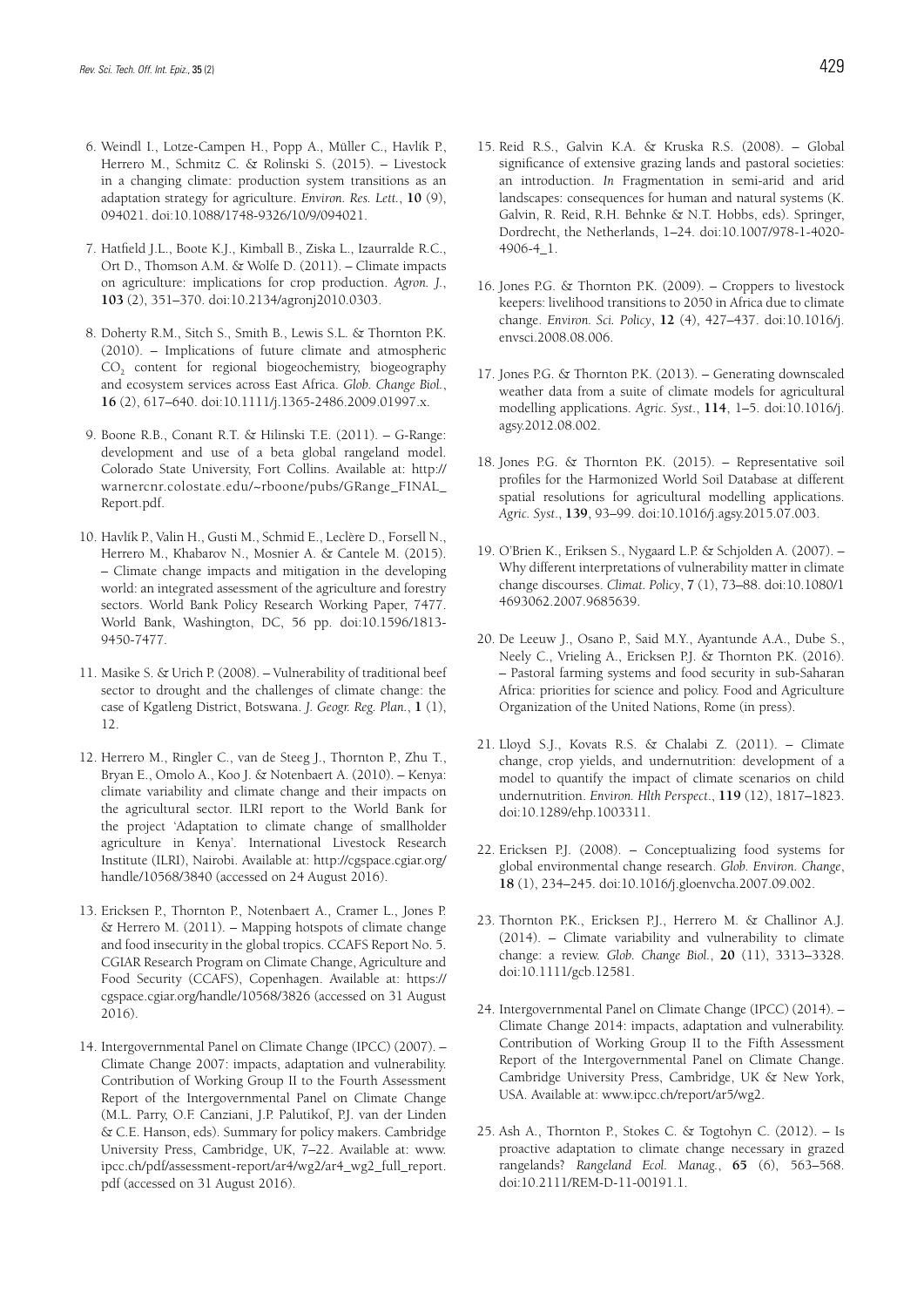6. Weindl I., Lotze-Campen H., Popp A., Müller C., Havlík P., Herrero M., Schmitz C. & Rolinski S. (2015). – Livestock in a changing climate: production system transitions as an adaptation strategy for agriculture. *Environ. Res. Lett.*, **10** (9), 094021. doi:10.1088/1748-9326/10/9/094021.

7. Hatfield J.L., Boote K.J., Kimball B., Ziska L., Izaurralde R.C., Ort D., Thomson A.M. & Wolfe D. (2011). – Climate impacts on agriculture: implications for crop production. *Agron. J.*, **103** (2), 351–370. doi:10.2134/agronj2010.0303.

8. Doherty R.M., Sitch S., Smith B., Lewis S.L. & Thornton P.K. (2010). – Implications of future climate and atmospheric $CO_2$ content for regional biogeochemistry, biogeography and ecosystem services across East Africa. *Glob. Change Biol.*, **16** (2), 617–640. doi:10.1111/j.1365-2486.2009.01997.x.

9. Boone R.B., Conant R.T. & Hilinski T.E. (2011). – G-Range: development and use of a beta global rangeland model. Colorado State University, Fort Collins. Available at: http://warnercnr.colostate.edu/~rboone/pubs/GRange_FINAL_Report.pdf.

10. Havlík P., Valin H., Gusti M., Schmid E., Leclère D., Forsell N., Herrero M., Khabarov N., Mosnier A. & Cantele M. (2015). – Climate change impacts and mitigation in the developing world: an integrated assessment of the agriculture and forestry sectors. World Bank Policy Research Working Paper, 7477. World Bank, Washington, DC, 56 pp. doi:10.1596/1813-9450-7477.

11. Masike S. & Urich P. (2008). – Vulnerability of traditional beef sector to drought and the challenges of climate change: the case of Kgatleng District, Botswana. *J. Geogr. Reg. Plan.*, **1** (1), 12.

12. Herrero M., Ringler C., van de Steeg J., Thornton P., Zhu T., Bryan E., Omolo A., Koo J. & Notenbaert A. (2010). – Kenya: climate variability and climate change and their impacts on the agricultural sector. ILRI report to the World Bank for the project 'Adaptation to climate change of smallholder agriculture in Kenya'. International Livestock Research Institute (ILRI), Nairobi. Available at: http://cgspace.cgiar.org/handle/10568/3840 (accessed on 24 August 2016).

13. Ericksen P., Thornton P., Notenbaert A., Cramer L., Jones P. & Herrero M. (2011). – Mapping hotspots of climate change and food insecurity in the global tropics. CCAFS Report No. 5. CGIAR Research Program on Climate Change, Agriculture and Food Security (CCAFS), Copenhagen. Available at: https://cgspace.cgiar.org/handle/10568/3826 (accessed on 31 August 2016).

14. Intergovernmental Panel on Climate Change (IPCC) (2007). – Climate Change 2007: impacts, adaptation and vulnerability. Contribution of Working Group II to the Fourth Assessment Report of the Intergovernmental Panel on Climate Change (M.L. Parry, O.F. Canziani, J.P. Palutikof, P.J. van der Linden & C.E. Hanson, eds). Summary for policy makers. Cambridge University Press, Cambridge, UK, 7–22. Available at: www.ipcc.ch/pdf/assessment-report/ar4/wg2/ar4_wg2_full_report.pdf (accessed on 31 August 2016).

15. Reid R.S., Galvin K.A. & Kruska R.S. (2008). – Global significance of extensive grazing lands and pastoral societies: an introduction. *In* Fragmentation in semi-arid and arid landscapes: consequences for human and natural systems (K. Galvin, R. Reid, R.H. Behnke & N.T. Hobbs, eds). Springer, Dordrecht, the Netherlands, 1–24. doi:10.1007/978-1-4020-4906-4_1.

16. Jones P.G. & Thornton P.K. (2009). – Croppers to livestock keepers: livelihood transitions to 2050 in Africa due to climate change. *Environ. Sci. Policy*, **12** (4), 427–437. doi:10.1016/j.envsci.2008.08.006.

17. Jones P.G. & Thornton P.K. (2013). – Generating downscaled weather data from a suite of climate models for agricultural modelling applications. *Agric. Syst.*, **114**, 1–5. doi:10.1016/j.agsy.2012.08.002.

18. Jones P.G. & Thornton P.K. (2015). – Representative soil profiles for the Harmonized World Soil Database at different spatial resolutions for agricultural modelling applications. *Agric. Syst.*, **139**, 93–99. doi:10.1016/j.agsy.2015.07.003.

19. O'Brien K., Eriksen S., Nygaard L.P. & Schjolden A. (2007). – Why different interpretations of vulnerability matter in climate change discourses. *Climat. Policy*, **7** (1), 73–88. doi:10.1080/14693062.2007.9685639.

20. De Leeuw J., Osano P., Said M.Y., Ayantunde A.A., Dube S., Neely C., Vrieling A., Ericksen P.J. & Thornton P.K. (2016). – Pastoral farming systems and food security in sub-Saharan Africa: priorities for science and policy. Food and Agriculture Organization of the United Nations, Rome (in press).

21. Lloyd S.J., Kovats R.S. & Chalabi Z. (2011). – Climate change, crop yields, and undernutrition: development of a model to quantify the impact of climate scenarios on child undernutrition. *Environ. Hlth Perspect.*, **119** (12), 1817–1823. doi:10.1289/ehp.1003311.

22. Ericksen P.J. (2008). – Conceptualizing food systems for global environmental change research. *Glob. Environ. Change*, **18** (1), 234–245. doi:10.1016/j.gloenvcha.2007.09.002.

23. Thornton P.K., Ericksen P.J., Herrero M. & Challinor A.J. (2014). – Climate variability and vulnerability to climate change: a review. *Glob. Change Biol.*, **20** (11), 3313–3328. doi:10.1111/gcb.12581.

24. Intergovernmental Panel on Climate Change (IPCC) (2014). – Climate Change 2014: impacts, adaptation and vulnerability. Contribution of Working Group II to the Fifth Assessment Report of the Intergovernmental Panel on Climate Change. Cambridge University Press, Cambridge, UK & New York, USA. Available at: www.ipcc.ch/report/ar5/wg2.

25. Ash A., Thornton P., Stokes C. & Togtohyn C. (2012). – Is proactive adaptation to climate change necessary in grazed rangelands? *Rangeland Ecol. Manag.*, **65** (6), 563–568. doi:10.2111/REM-D-11-00191.1.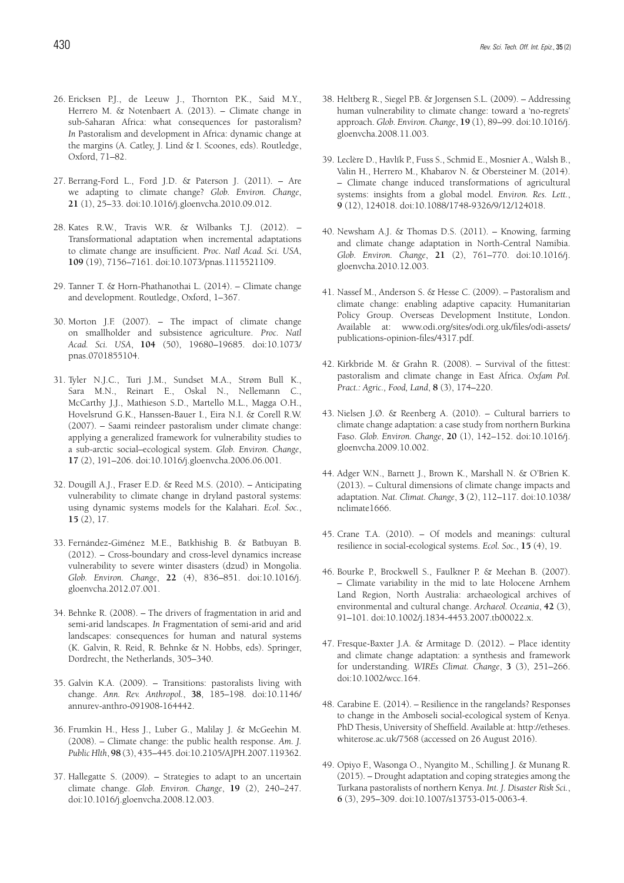26. Ericksen P.J., de Leeuw J., Thornton P.K., Said M.Y., Herrero M. & Notenbaert A. (2013). – Climate change in sub-Saharan Africa: what consequences for pastoralism? *In* Pastoralism and development in Africa: dynamic change at the margins (A. Catley, J. Lind & I. Scoones, eds). Routledge, Oxford, 71–82.

27. Berrang-Ford L., Ford J.D. & Paterson J. (2011). – Are we adapting to climate change? *Glob. Environ. Change*, **21** (1), 25–33. doi:10.1016/j.gloenvcha.2010.09.012.

28. Kates R.W., Travis W.R. & Wilbanks T.J. (2012). – Transformational adaptation when incremental adaptations to climate change are insufficient. *Proc. Natl Acad. Sci. USA*, **109** (19), 7156–7161. doi:10.1073/pnas.1115521109.

29. Tanner T. & Horn-Phathanothai L. (2014). – Climate change and development. Routledge, Oxford, 1–367.

30. Morton J.F. (2007). – The impact of climate change on smallholder and subsistence agriculture. *Proc. Natl Acad. Sci. USA*, **104** (50), 19680–19685. doi:10.1073/pnas.0701855104.

31. Tyler N.J.C., Turi J.M., Sundset M.A., Strøm Bull K., Sara M.N., Reinart E., Oskal N., Nellemann C., McCarthy J.J., Mathieson S.D., Martello M.L., Magga O.H., Hovelsrund G.K., Hanssen-Bauer I., Eira N.I. & Corell R.W. (2007). – Saami reindeer pastoralism under climate change: applying a generalized framework for vulnerability studies to a sub-arctic social–ecological system. *Glob. Environ. Change*, **17** (2), 191–206. doi:10.1016/j.gloenvcha.2006.06.001.

32. Dougill A.J., Fraser E.D. & Reed M.S. (2010). – Anticipating vulnerability to climate change in dryland pastoral systems: using dynamic systems models for the Kalahari. *Ecol. Soc.*, **15** (2), 17.

33. Fernández-Giménez M.E., Batkhishig B. & Batbuyan B. (2012). – Cross-boundary and cross-level dynamics increase vulnerability to severe winter disasters (dzud) in Mongolia. *Glob. Environ. Change*, **22** (4), 836–851. doi:10.1016/j.gloenvcha.2012.07.001.

34. Behnke R. (2008). – The drivers of fragmentation in arid and semi-arid landscapes. *In* Fragmentation of semi-arid and arid landscapes: consequences for human and natural systems (K. Galvin, R. Reid, R. Behnke & N. Hobbs, eds). Springer, Dordrecht, the Netherlands, 305–340.

35. Galvin K.A. (2009). – Transitions: pastoralists living with change. *Ann. Rev. Anthropol.*, **38**, 185–198. doi:10.1146/annurev-anthro-091908-164442.

36. Frumkin H., Hess J., Luber G., Malilay J. & McGeehin M. (2008). – Climate change: the public health response. *Am. J. Public Hlth*, **98** (3), 435–445. doi:10.2105/AJPH.2007.119362.

37. Hallegatte S. (2009). – Strategies to adapt to an uncertain climate change. *Glob. Environ. Change*, **19** (2), 240–247. doi:10.1016/j.gloenvcha.2008.12.003.

38. Heltberg R., Siegel P.B. & Jorgensen S.L. (2009). – Addressing human vulnerability to climate change: toward a 'no-regrets' approach. *Glob. Environ. Change*, **19** (1), 89–99. doi:10.1016/j.gloenvcha.2008.11.003.

39. Leclère D., Havlík P., Fuss S., Schmid E., Mosnier A., Walsh B., Valin H., Herrero M., Khabarov N. & Obersteiner M. (2014). – Climate change induced transformations of agricultural systems: insights from a global model. *Environ. Res. Lett.*, **9** (12), 124018. doi:10.1088/1748-9326/9/12/124018.

40. Newsham A.J. & Thomas D.S. (2011). – Knowing, farming and climate change adaptation in North-Central Namibia. *Glob. Environ. Change*, **21** (2), 761–770. doi:10.1016/j.gloenvcha.2010.12.003.

41. Nassef M., Anderson S. & Hesse C. (2009). – Pastoralism and climate change: enabling adaptive capacity. Humanitarian Policy Group. Overseas Development Institute, London. Available at: www.odi.org/sites/odi.org.uk/files/odi-assets/publications-opinion-files/4317.pdf.

42. Kirkbride M. & Grahn R. (2008). – Survival of the fittest: pastoralism and climate change in East Africa. *Oxfam Pol. Pract.: Agric., Food, Land*, **8** (3), 174–220.

43. Nielsen J.Ø. & Reenberg A. (2010). – Cultural barriers to climate change adaptation: a case study from northern Burkina Faso. *Glob. Environ. Change*, **20** (1), 142–152. doi:10.1016/j.gloenvcha.2009.10.002.

44. Adger W.N., Barnett J., Brown K., Marshall N. & O'Brien K. (2013). – Cultural dimensions of climate change impacts and adaptation. *Nat. Climat. Change*, **3** (2), 112–117. doi:10.1038/nclimate1666.

45. Crane T.A. (2010). – Of models and meanings: cultural resilience in social-ecological systems. *Ecol. Soc.*, **15** (4), 19.

46. Bourke P., Brockwell S., Faulkner P. & Meehan B. (2007). – Climate variability in the mid to late Holocene Arnhem Land Region, North Australia: archaeological archives of environmental and cultural change. *Archaeol. Oceania*, **42** (3), 91–101. doi:10.1002/j.1834-4453.2007.tb00022.x.

47. Fresque-Baxter J.A. & Armitage D. (2012). – Place identity and climate change adaptation: a synthesis and framework for understanding. *WIREs Climat. Change*, **3** (3), 251–266. doi:10.1002/wcc.164.

48. Carabine E. (2014). – Resilience in the rangelands? Responses to change in the Amboseli social-ecological system of Kenya. PhD Thesis, University of Sheffield. Available at: http://etheses.whiterose.ac.uk/7568 (accessed on 26 August 2016).

49. Opiyo F., Wasonga O., Nyangito M., Schilling J. & Munang R. (2015). – Drought adaptation and coping strategies among the Turkana pastoralists of northern Kenya. *Int. J. Disaster Risk Sci.*, **6** (3), 295–309. doi:10.1007/s13753-015-0063-4.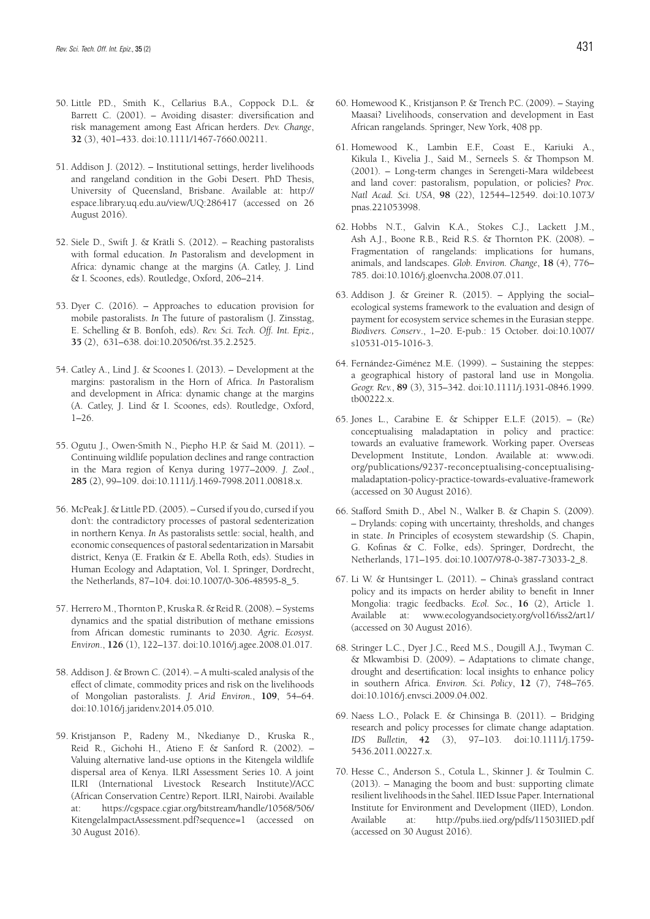50. Little P.D., Smith K., Cellarius B.A., Coppock D.L. & Barrett C. (2001). – Avoiding disaster: diversification and risk management among East African herders. *Dev. Change*, **32** (3), 401–433. doi:10.1111/1467-7660.00211.

51. Addison J. (2012). – Institutional settings, herder livelihoods and rangeland condition in the Gobi Desert. PhD Thesis, University of Queensland, Brisbane. Available at: http://espace.library.uq.edu.au/view/UQ:286417 (accessed on 26 August 2016).

52. Siele D., Swift J. & Krätli S. (2012). – Reaching pastoralists with formal education. *In* Pastoralism and development in Africa: dynamic change at the margins (A. Catley, J. Lind & I. Scoones, eds). Routledge, Oxford, 206–214.

53. Dyer C. (2016). – Approaches to education provision for mobile pastoralists. *In* The future of pastoralism (J. Zinsstag, E. Schelling & B. Bonfoh, eds). *Rev. Sci. Tech. Off. Int. Epiz.,* **35** (2), 631–638. doi:10.20506/rst.35.2.2525.

54. Catley A., Lind J. & Scoones I. (2013). – Development at the margins: pastoralism in the Horn of Africa. *In* Pastoralism and development in Africa: dynamic change at the margins (A. Catley, J. Lind & I. Scoones, eds). Routledge, Oxford, 1–26.

55. Ogutu J., Owen-Smith N., Piepho H.P. & Said M. (2011). – Continuing wildlife population declines and range contraction in the Mara region of Kenya during 1977–2009. *J. Zool.*, **285** (2), 99–109. doi:10.1111/j.1469-7998.2011.00818.x.

56. McPeak J. & Little P.D. (2005). – Cursed if you do, cursed if you don't: the contradictory processes of pastoral sedenterization in northern Kenya. *In* As pastoralists settle: social, health, and economic consequences of pastoral sedentarization in Marsabit district, Kenya (E. Fratkin & E. Abella Roth, eds). Studies in Human Ecology and Adaptation, Vol. I. Springer, Dordrecht, the Netherlands, 87–104. doi:10.1007/0-306-48595-8_5.

57. Herrero M., Thornton P., Kruska R. & Reid R. (2008). – Systems dynamics and the spatial distribution of methane emissions from African domestic ruminants to 2030. *Agric. Ecosyst. Environ.*, **126** (1), 122–137. doi:10.1016/j.agee.2008.01.017.

58. Addison J. & Brown C. (2014). – A multi-scaled analysis of the effect of climate, commodity prices and risk on the livelihoods of Mongolian pastoralists. *J. Arid Environ.*, **109**, 54–64. doi:10.1016/j.jaridenv.2014.05.010.

59. Kristjanson P., Radeny M., Nkedianye D., Kruska R., Reid R., Gichohi H., Atieno F. & Sanford R. (2002). – Valuing alternative land-use options in the Kitengela wildlife dispersal area of Kenya. ILRI Assessment Series 10. A joint ILRI (International Livestock Research Institute)/ACC (African Conservation Centre) Report. ILRI, Nairobi. Available at: https://cgspace.cgiar.org/bitstream/handle/10568/506/KitengelaImpactAssessment.pdf?sequence=1 (accessed on 30 August 2016).

60. Homewood K., Kristjanson P. & Trench P.C. (2009). – Staying Maasai? Livelihoods, conservation and development in East African rangelands. Springer, New York, 408 pp.

61. Homewood K., Lambin E.F., Coast E., Kariuki A., Kikula I., Kivelia J., Said M., Serneels S. & Thompson M. (2001). – Long-term changes in Serengeti-Mara wildebeest and land cover: pastoralism, population, or policies? *Proc. Natl Acad. Sci. USA*, **98** (22), 12544–12549. doi:10.1073/pnas.221053998.

62. Hobbs N.T., Galvin K.A., Stokes C.J., Lackett J.M., Ash A.J., Boone R.B., Reid R.S. & Thornton P.K. (2008). – Fragmentation of rangelands: implications for humans, animals, and landscapes. *Glob. Environ. Change*, **18** (4), 776–785. doi:10.1016/j.gloenvcha.2008.07.011.

63. Addison J. & Greiner R. (2015). – Applying the social–ecological systems framework to the evaluation and design of payment for ecosystem service schemes in the Eurasian steppe. *Biodivers. Conserv*., 1–20. E-pub.: 15 October. doi:10.1007/s10531-015-1016-3.

64. Fernández-Giménez M.E. (1999). – Sustaining the steppes: a geographical history of pastoral land use in Mongolia. *Geogr. Rev.*, **89** (3), 315–342. doi:10.1111/j.1931-0846.1999.tb00222.x.

65. Jones L., Carabine E. & Schipper E.L.F. (2015). – (Re) conceptualising maladaptation in policy and practice: towards an evaluative framework. Working paper. Overseas Development Institute, London. Available at: www.odi.org/publications/9237-reconceptualising-conceptualising-maladaptation-policy-practice-towards-evaluative-framework (accessed on 30 August 2016).

66. Stafford Smith D., Abel N., Walker B. & Chapin S. (2009). – Drylands: coping with uncertainty, thresholds, and changes in state. *In* Principles of ecosystem stewardship (S. Chapin, G. Kofinas & C. Folke, eds). Springer, Dordrecht, the Netherlands, 171–195. doi:10.1007/978-0-387-73033-2_8.

67. Li W. & Huntsinger L. (2011). – China's grassland contract policy and its impacts on herder ability to benefit in Inner Mongolia: tragic feedbacks. *Ecol. Soc.*, **16** (2), Article 1. Available at: www.ecologyandsociety.org/vol16/iss2/art1/ (accessed on 30 August 2016).

68. Stringer L.C., Dyer J.C., Reed M.S., Dougill A.J., Twyman C. & Mkwambisi D. (2009). – Adaptations to climate change, drought and desertification: local insights to enhance policy in southern Africa. *Environ. Sci. Policy*, **12** (7), 748–765. doi:10.1016/j.envsci.2009.04.002.

69. Naess L.O., Polack E. & Chinsinga B. (2011). – Bridging research and policy processes for climate change adaptation. *IDS Bulletin*, **42** (3), 97–103. doi:10.1111/j.1759-5436.2011.00227.x.

70. Hesse C., Anderson S., Cotula L., Skinner J. & Toulmin C. (2013). – Managing the boom and bust: supporting climate resilient livelihoods in the Sahel. IIED Issue Paper. International Institute for Environment and Development (IIED), London. Available at: http://pubs.iied.org/pdfs/11503IIED.pdf (accessed on 30 August 2016).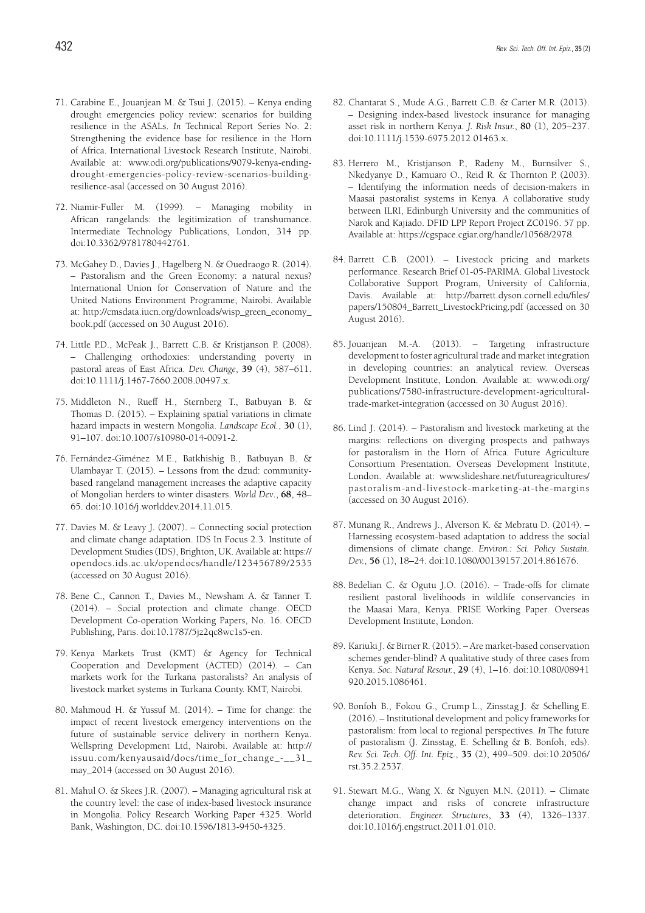71. Carabine E., Jouanjean M. & Tsui J. (2015). – Kenya ending drought emergencies policy review: scenarios for building resilience in the ASALs. *In* Technical Report Series No. 2: Strengthening the evidence base for resilience in the Horn of Africa. International Livestock Research Institute, Nairobi. Available at: www.odi.org/publications/9079-kenya-ending-drought-emergencies-policy-review-scenarios-building-resilience-asal (accessed on 30 August 2016).

72. Niamir-Fuller M. (1999). – Managing mobility in African rangelands: the legitimization of transhumance. Intermediate Technology Publications, London, 314 pp. doi:10.3362/9781780442761.

73. McGahey D., Davies J., Hagelberg N. & Ouedraogo R. (2014). – Pastoralism and the Green Economy: a natural nexus? International Union for Conservation of Nature and the United Nations Environment Programme, Nairobi. Available at: http://cmsdata.iucn.org/downloads/wisp_green_economy_book.pdf (accessed on 30 August 2016).

74. Little P.D., McPeak J., Barrett C.B. & Kristjanson P. (2008). – Challenging orthodoxies: understanding poverty in pastoral areas of East Africa. *Dev. Change*, **39** (4), 587–611. doi:10.1111/j.1467-7660.2008.00497.x.

75. Middleton N., Rueff H., Sternberg T., Batbuyan B. & Thomas D. (2015). – Explaining spatial variations in climate hazard impacts in western Mongolia. *Landscape Ecol.*, **30** (1), 91–107. doi:10.1007/s10980-014-0091-2.

76. Fernández-Giménez M.E., Batkhishig B., Batbuyan B. & Ulambayar T. (2015). – Lessons from the dzud: community-based rangeland management increases the adaptive capacity of Mongolian herders to winter disasters. *World Dev.*, **68**, 48–65. doi:10.1016/j.worlddev.2014.11.015.

77. Davies M. & Leavy J. (2007). – Connecting social protection and climate change adaptation. IDS In Focus 2.3. Institute of Development Studies (IDS), Brighton, UK. Available at: https://opendocs.ids.ac.uk/opendocs/handle/123456789/2535 (accessed on 30 August 2016).

78. Bene C., Cannon T., Davies M., Newsham A. & Tanner T. (2014). – Social protection and climate change. OECD Development Co-operation Working Papers, No. 16. OECD Publishing, Paris. doi:10.1787/5jz2qc8wc1s5-en.

79. Kenya Markets Trust (KMT) & Agency for Technical Cooperation and Development (ACTED) (2014). – Can markets work for the Turkana pastoralists? An analysis of livestock market systems in Turkana County. KMT, Nairobi.

80. Mahmoud H. & Yussuf M. (2014). – Time for change: the impact of recent livestock emergency interventions on the future of sustainable service delivery in northern Kenya. Wellspring Development Ltd, Nairobi. Available at: http://issuu.com/kenyausaid/docs/time_for_change_-__31_may_2014 (accessed on 30 August 2016).

81. Mahul O. & Skees J.R. (2007). – Managing agricultural risk at the country level: the case of index-based livestock insurance in Mongolia. Policy Research Working Paper 4325. World Bank, Washington, DC. doi:10.1596/1813-9450-4325.

82. Chantarat S., Mude A.G., Barrett C.B. & Carter M.R. (2013). – Designing index-based livestock insurance for managing asset risk in northern Kenya. *J. Risk Insur.*, **80** (1), 205–237. doi:10.1111/j.1539-6975.2012.01463.x.

83. Herrero M., Kristjanson P., Radeny M., Burnsilver S., Nkedyanye D., Kamuaro O., Reid R. & Thornton P. (2003). – Identifying the information needs of decision-makers in Maasai pastoralist systems in Kenya. A collaborative study between ILRI, Edinburgh University and the communities of Narok and Kajiado. DFID LPP Report Project ZC0196. 57 pp. Available at: https://cgspace.cgiar.org/handle/10568/2978.

84. Barrett C.B. (2001). – Livestock pricing and markets performance. Research Brief 01-05-PARIMA. Global Livestock Collaborative Support Program, University of California, Davis. Available at: http://barrett.dyson.cornell.edu/files/papers/150804_Barrett_LivestockPricing.pdf (accessed on 30 August 2016).

85. Jouanjean M.-A. (2013). – Targeting infrastructure development to foster agricultural trade and market integration in developing countries: an analytical review. Overseas Development Institute, London. Available at: www.odi.org/publications/7580-infrastructure-development-agricultural-trade-market-integration (accessed on 30 August 2016).

86. Lind J. (2014). – Pastoralism and livestock marketing at the margins: reflections on diverging prospects and pathways for pastoralism in the Horn of Africa. Future Agriculture Consortium Presentation. Overseas Development Institute, London. Available at: www.slideshare.net/futureagricultures/pastoralism-and-livestock-marketing-at-the-margins (accessed on 30 August 2016).

87. Munang R., Andrews J., Alverson K. & Mebratu D. (2014). – Harnessing ecosystem-based adaptation to address the social dimensions of climate change. *Environ.: Sci. Policy Sustain. Dev.*, **56** (1), 18–24. doi:10.1080/00139157.2014.861676.

88. Bedelian C. & Ogutu J.O. (2016). – Trade-offs for climate resilient pastoral livelihoods in wildlife conservancies in the Maasai Mara, Kenya. PRISE Working Paper. Overseas Development Institute, London.

89. Kariuki J. & Birner R. (2015). – Are market-based conservation schemes gender-blind? A qualitative study of three cases from Kenya. *Soc. Natural Resour.*, **29** (4), 1–16. doi:10.1080/08941920.2015.1086461.

90. Bonfoh B., Fokou G., Crump L., Zinsstag J. & Schelling E. (2016). – Institutional development and policy frameworks for pastoralism: from local to regional perspectives. *In* The future of pastoralism (J. Zinsstag, E. Schelling & B. Bonfoh, eds). *Rev. Sci. Tech. Off. Int. Epiz.*, **35** (2), 499–509. doi:10.20506/rst.35.2.2537.

91. Stewart M.G., Wang X. & Nguyen M.N. (2011). – Climate change impact and risks of concrete infrastructure deterioration. *Engineer. Structures*, **33** (4), 1326–1337. doi:10.1016/j.engstruct.2011.01.010.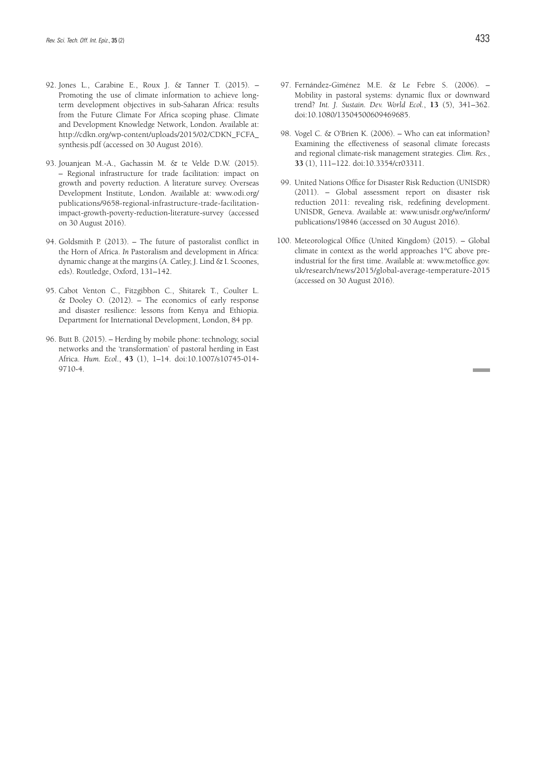92. Jones L., Carabine E., Roux J. & Tanner T. (2015). – Promoting the use of climate information to achieve long-term development objectives in sub-Saharan Africa: results from the Future Climate For Africa scoping phase. Climate and Development Knowledge Network, London. Available at: http://cdkn.org/wp-content/uploads/2015/02/CDKN_FCFA_synthesis.pdf (accessed on 30 August 2016).

93. Jouanjean M.-A., Gachassin M. & te Velde D.W. (2015). – Regional infrastructure for trade facilitation: impact on growth and poverty reduction. A literature survey. Overseas Development Institute, London. Available at: www.odi.org/publications/9658-regional-infrastructure-trade-facilitation-impact-growth-poverty-reduction-literature-survey (accessed on 30 August 2016).

94. Goldsmith P. (2013). – The future of pastoralist conflict in the Horn of Africa. *In* Pastoralism and development in Africa: dynamic change at the margins (A. Catley, J. Lind & I. Scoones, eds). Routledge, Oxford, 131–142.

95. Cabot Venton C., Fitzgibbon C., Shitarek T., Coulter L. & Dooley O. (2012). – The economics of early response and disaster resilience: lessons from Kenya and Ethiopia. Department for International Development, London, 84 pp.

96. Butt B. (2015). – Herding by mobile phone: technology, social networks and the 'transformation' of pastoral herding in East Africa. *Hum. Ecol.*, **43** (1), 1–14. doi:10.1007/s10745-014-9710-4.

97. Fernández-Giménez M.E. & Le Febre S. (2006). – Mobility in pastoral systems: dynamic flux or downward trend? *Int. J. Sustain. Dev. World Ecol.*, **13** (5), 341–362. doi:10.1080/13504500609469685.

98. Vogel C. & O'Brien K. (2006). – Who can eat information? Examining the effectiveness of seasonal climate forecasts and regional climate-risk management strategies. *Clim. Res.*, **33** (1), 111–122. doi:10.3354/cr03311.

99. United Nations Office for Disaster Risk Reduction (UNISDR) (2011). – Global assessment report on disaster risk reduction 2011: revealing risk, redefining development. UNISDR, Geneva. Available at: www.unisdr.org/we/inform/publications/19846 (accessed on 30 August 2016).

100. Meteorological Office (United Kingdom) (2015). – Global climate in context as the world approaches 1°C above pre-industrial for the first time. Available at: www.metoffice.gov.uk/research/news/2015/global-average-temperature-2015 (accessed on 30 August 2016).